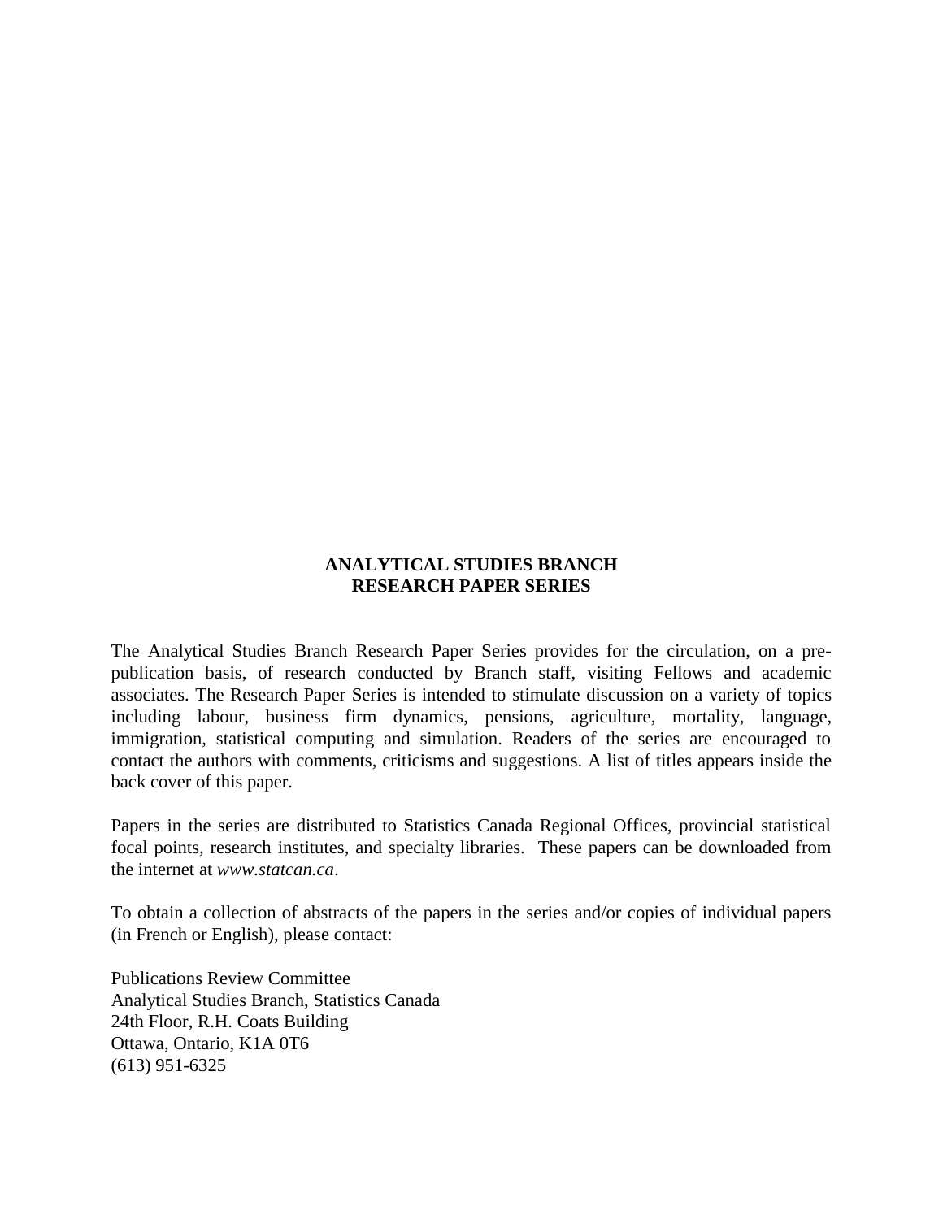# ANALYTICAL STUDIES BRANCH
# RESEARCH PAPER SERIES

The Analytical Studies Branch Research Paper Series provides for the circulation, on a pre-publication basis, of research conducted by Branch staff, visiting Fellows and academic associates. The Research Paper Series is intended to stimulate discussion on a variety of topics including labour, business firm dynamics, pensions, agriculture, mortality, language, immigration, statistical computing and simulation. Readers of the series are encouraged to contact the authors with comments, criticisms and suggestions. A list of titles appears inside the back cover of this paper.

Papers in the series are distributed to Statistics Canada Regional Offices, provincial statistical focal points, research institutes, and specialty libraries. These papers can be downloaded from the internet at *www.statcan.ca*.

To obtain a collection of abstracts of the papers in the series and/or copies of individual papers (in French or English), please contact:

Publications Review Committee
Analytical Studies Branch, Statistics Canada
24th Floor, R.H. Coats Building
Ottawa, Ontario, K1A 0T6
(613) 951-6325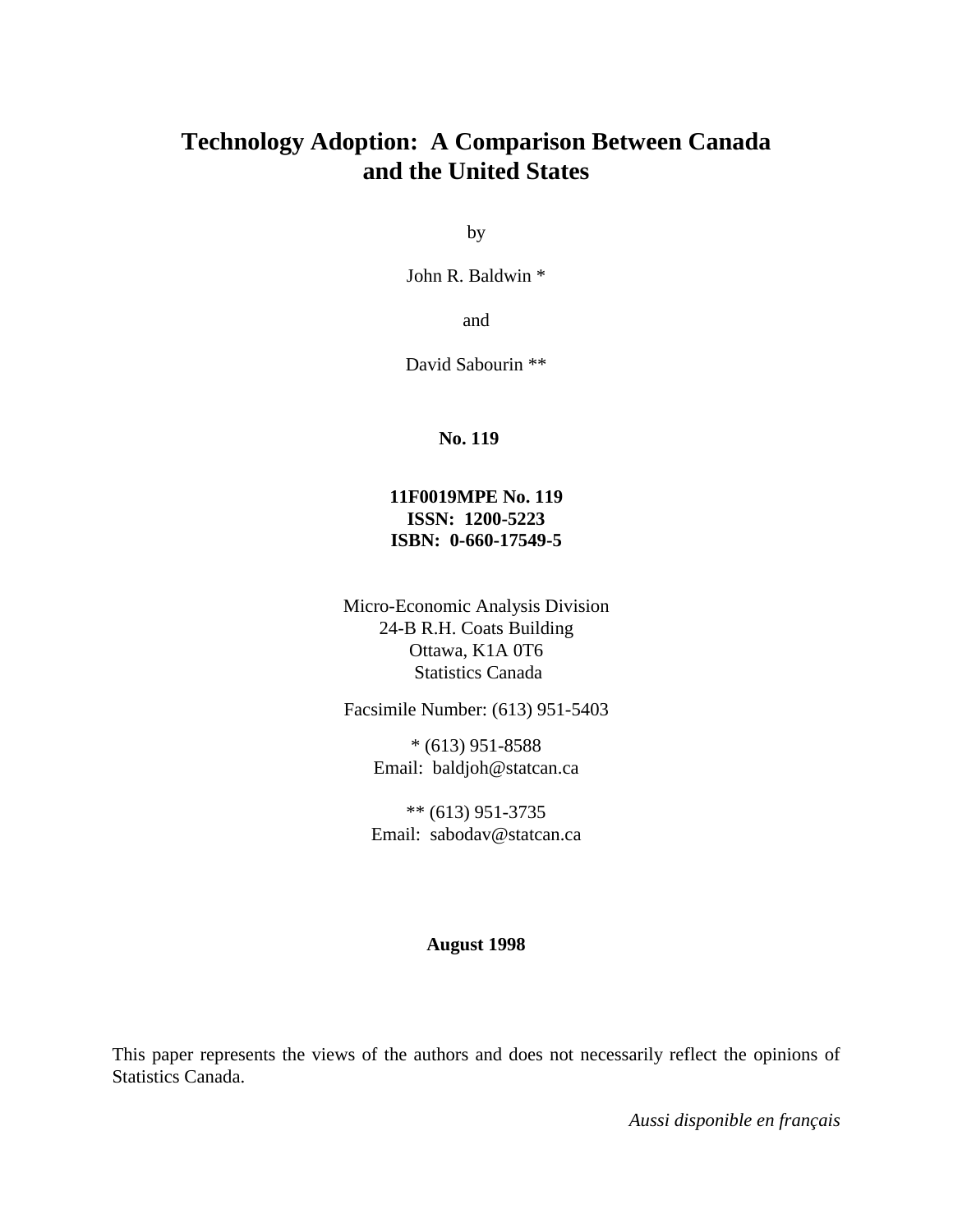# Technology Adoption: A Comparison Between Canada and the United States

by

John R. Baldwin *

and

David Sabourin **

**No. 119**

**11F0019MPE No. 119**
**ISSN: 1200-5223**
**ISBN: 0-660-17549-5**

Micro-Economic Analysis Division
24-B R.H. Coats Building
Ottawa, K1A 0T6
Statistics Canada

Facsimile Number: (613) 951-5403

* (613) 951-8588
Email: baldjoh@statcan.ca

** (613) 951-3735
Email: sabodav@statcan.ca

**August 1998**

This paper represents the views of the authors and does not necessarily reflect the opinions of Statistics Canada.

*Aussi disponible en français*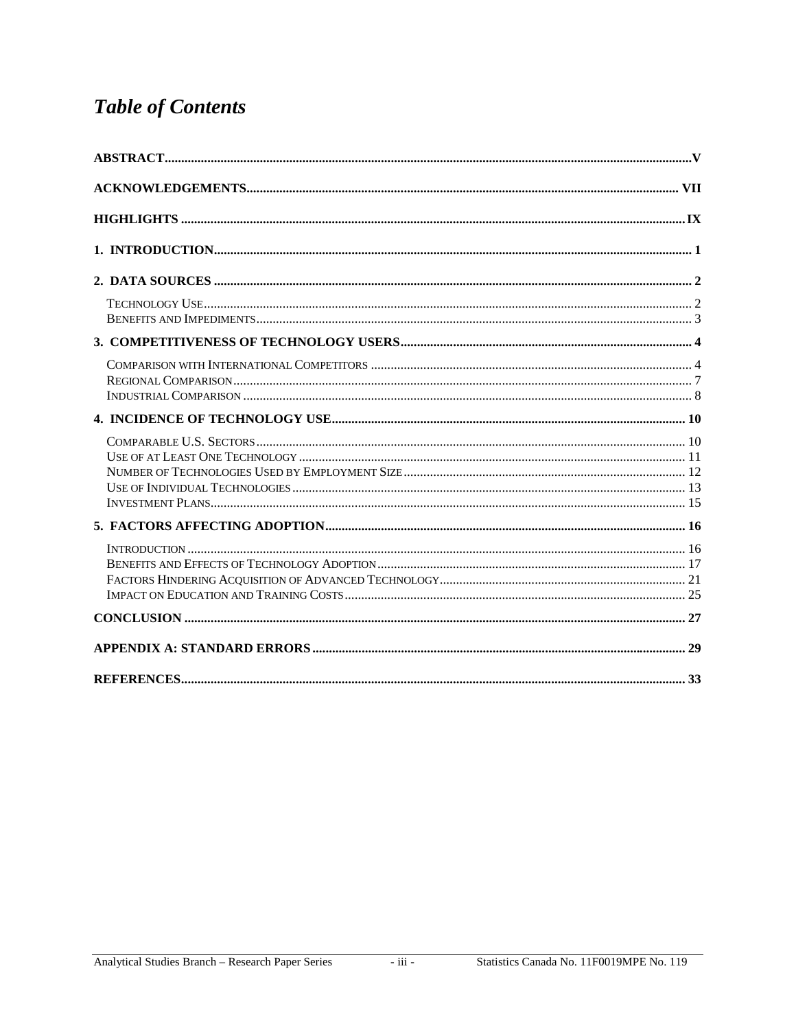# *Table of Contents*

**ABSTRACT** .......... V

**ACKNOWLEDGEMENTS** .......... VII

**HIGHLIGHTS** .......... IX

**1. INTRODUCTION** .......... 1

**2. DATA SOURCES** .......... 2

- Technology Use .......... 2
- Benefits and Impediments .......... 3

**3. COMPETITIVENESS OF TECHNOLOGY USERS** .......... 4

- Comparison with International Competitors .......... 4
- Regional Comparison .......... 7
- Industrial Comparison .......... 8

**4. INCIDENCE OF TECHNOLOGY USE** .......... 10

- Comparable U.S. Sectors .......... 10
- Use of at Least One Technology .......... 11
- Number of Technologies Used by Employment Size .......... 12
- Use of Individual Technologies .......... 13
- Investment Plans .......... 15

**5. FACTORS AFFECTING ADOPTION** .......... 16

- Introduction .......... 16
- Benefits and Effects of Technology Adoption .......... 17
- Factors Hindering Acquisition of Advanced Technology .......... 21
- Impact on Education and Training Costs .......... 25

**CONCLUSION** .......... 27

**APPENDIX A: STANDARD ERRORS** .......... 29

**REFERENCES** .......... 33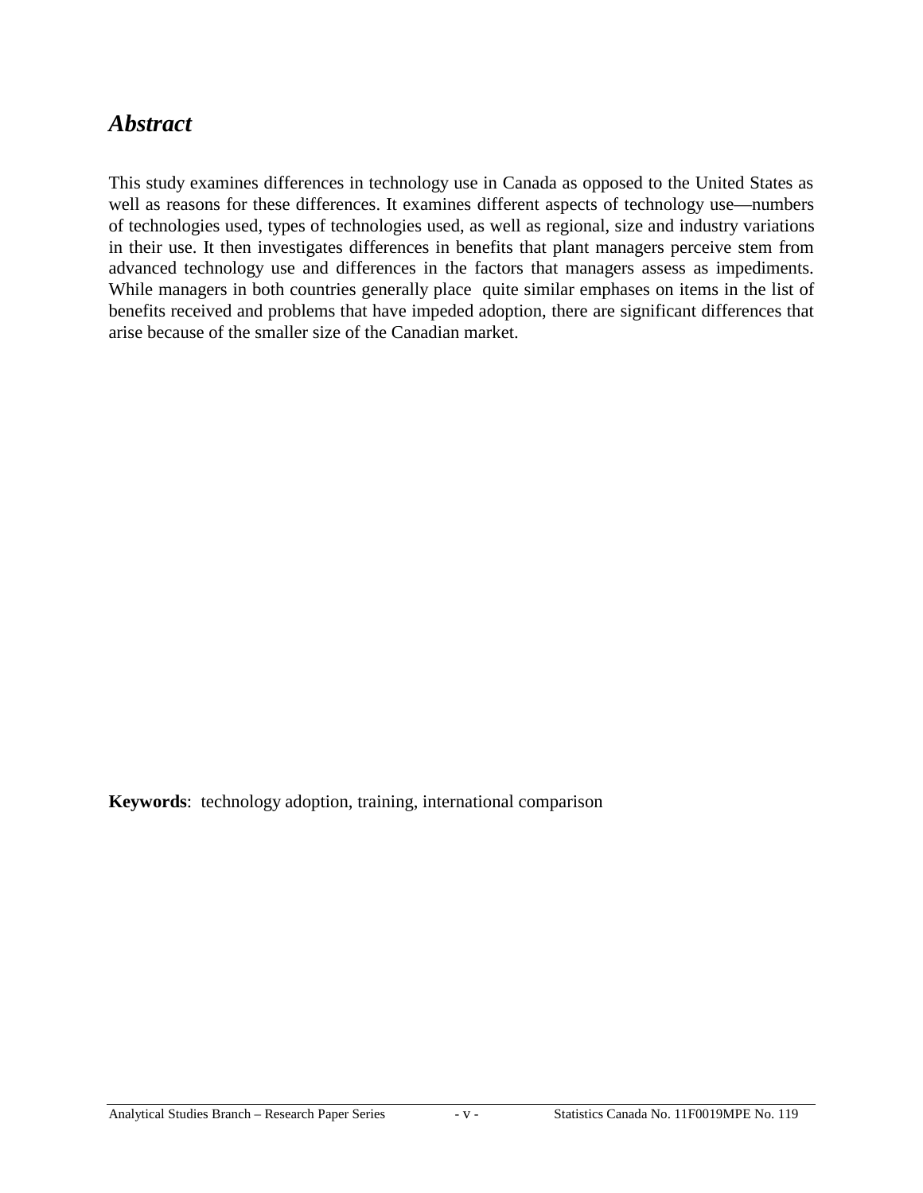## *Abstract*

This study examines differences in technology use in Canada as opposed to the United States as well as reasons for these differences. It examines different aspects of technology use—numbers of technologies used, types of technologies used, as well as regional, size and industry variations in their use. It then investigates differences in benefits that plant managers perceive stem from advanced technology use and differences in the factors that managers assess as impediments. While managers in both countries generally place quite similar emphases on items in the list of benefits received and problems that have impeded adoption, there are significant differences that arise because of the smaller size of the Canadian market.

**Keywords**: technology adoption, training, international comparison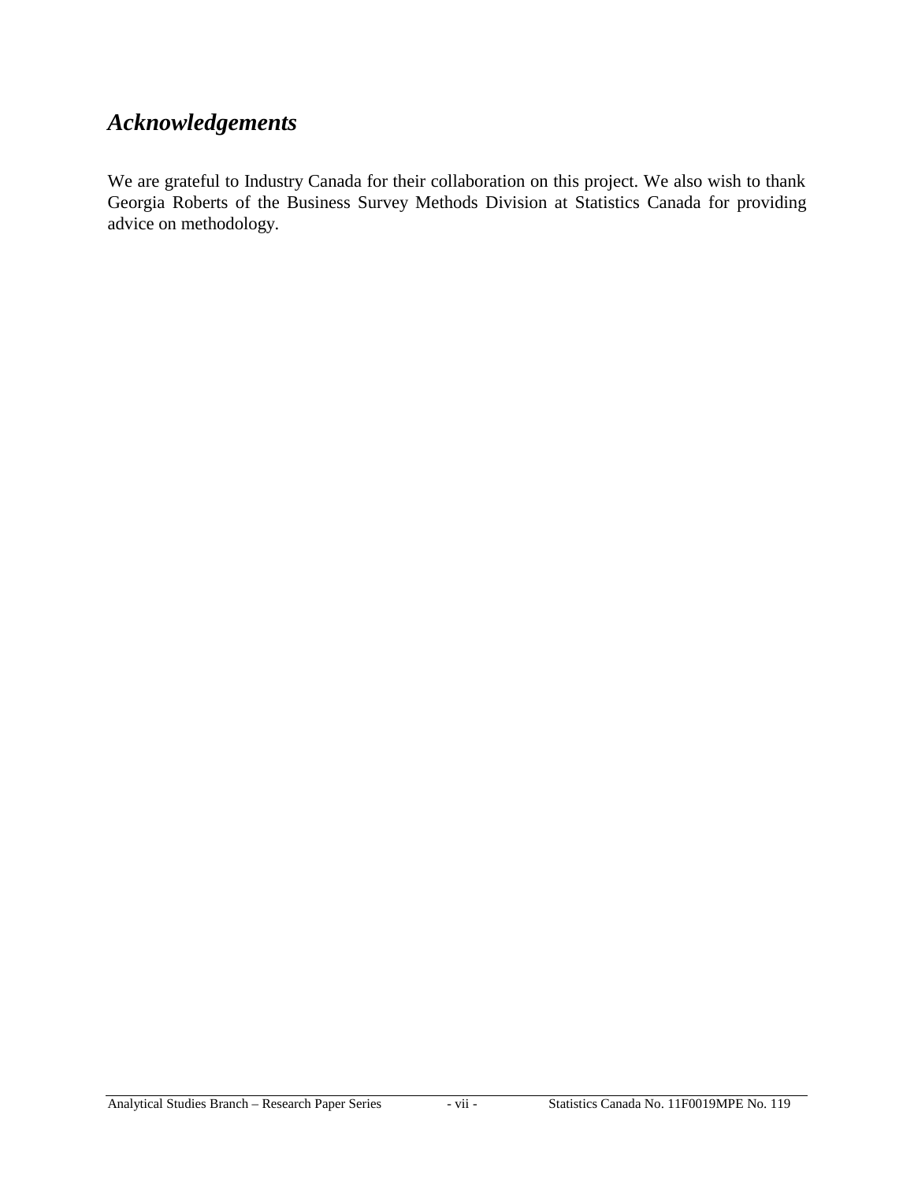# *Acknowledgements*

We are grateful to Industry Canada for their collaboration on this project. We also wish to thank Georgia Roberts of the Business Survey Methods Division at Statistics Canada for providing advice on methodology.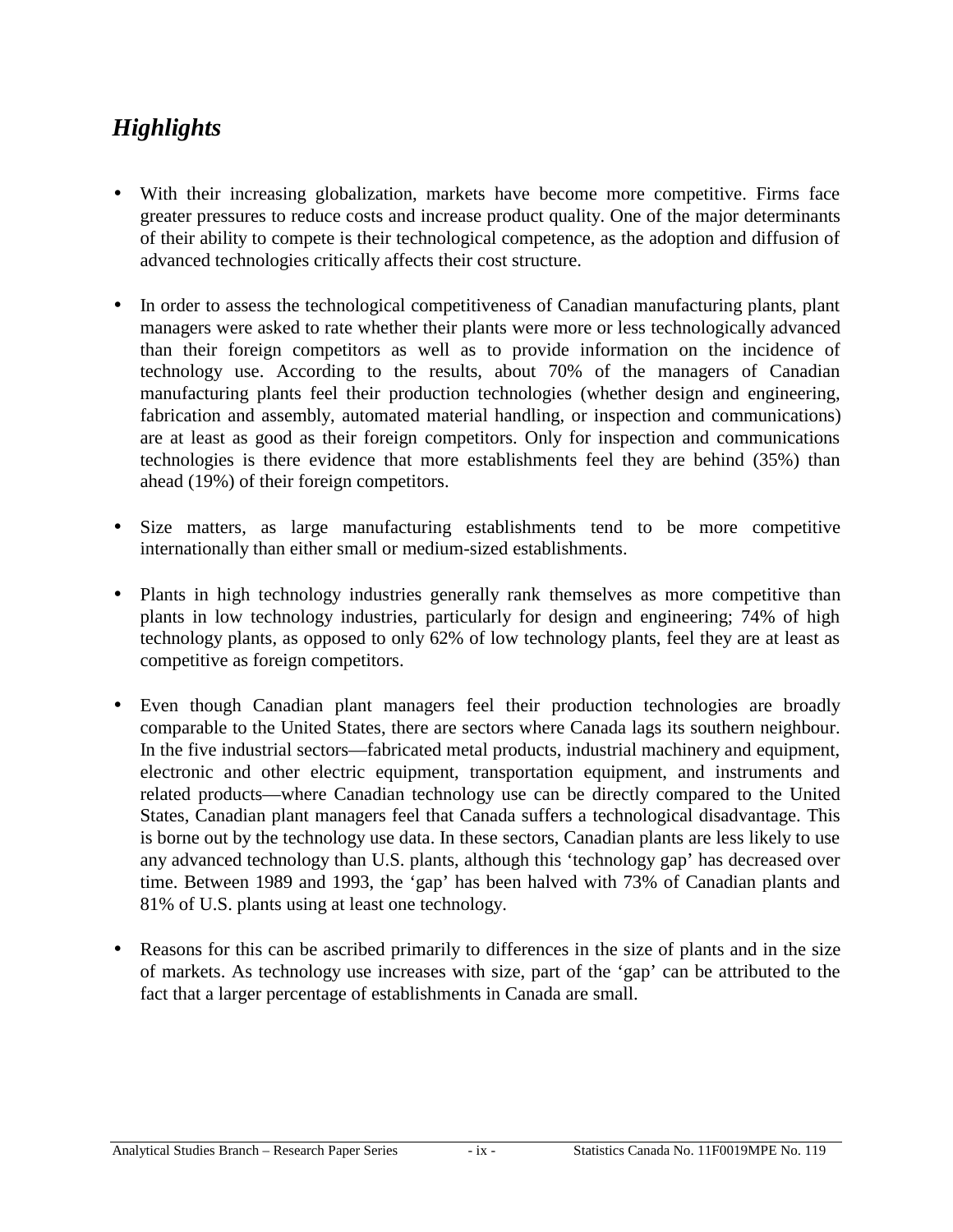## *Highlights*

- With their increasing globalization, markets have become more competitive. Firms face greater pressures to reduce costs and increase product quality. One of the major determinants of their ability to compete is their technological competence, as the adoption and diffusion of advanced technologies critically affects their cost structure.

- In order to assess the technological competitiveness of Canadian manufacturing plants, plant managers were asked to rate whether their plants were more or less technologically advanced than their foreign competitors as well as to provide information on the incidence of technology use. According to the results, about 70% of the managers of Canadian manufacturing plants feel their production technologies (whether design and engineering, fabrication and assembly, automated material handling, or inspection and communications) are at least as good as their foreign competitors. Only for inspection and communications technologies is there evidence that more establishments feel they are behind (35%) than ahead (19%) of their foreign competitors.

- Size matters, as large manufacturing establishments tend to be more competitive internationally than either small or medium-sized establishments.

- Plants in high technology industries generally rank themselves as more competitive than plants in low technology industries, particularly for design and engineering; 74% of high technology plants, as opposed to only 62% of low technology plants, feel they are at least as competitive as foreign competitors.

- Even though Canadian plant managers feel their production technologies are broadly comparable to the United States, there are sectors where Canada lags its southern neighbour. In the five industrial sectors—fabricated metal products, industrial machinery and equipment, electronic and other electric equipment, transportation equipment, and instruments and related products—where Canadian technology use can be directly compared to the United States, Canadian plant managers feel that Canada suffers a technological disadvantage. This is borne out by the technology use data. In these sectors, Canadian plants are less likely to use any advanced technology than U.S. plants, although this 'technology gap' has decreased over time. Between 1989 and 1993, the 'gap' has been halved with 73% of Canadian plants and 81% of U.S. plants using at least one technology.

- Reasons for this can be ascribed primarily to differences in the size of plants and in the size of markets. As technology use increases with size, part of the 'gap' can be attributed to the fact that a larger percentage of establishments in Canada are small.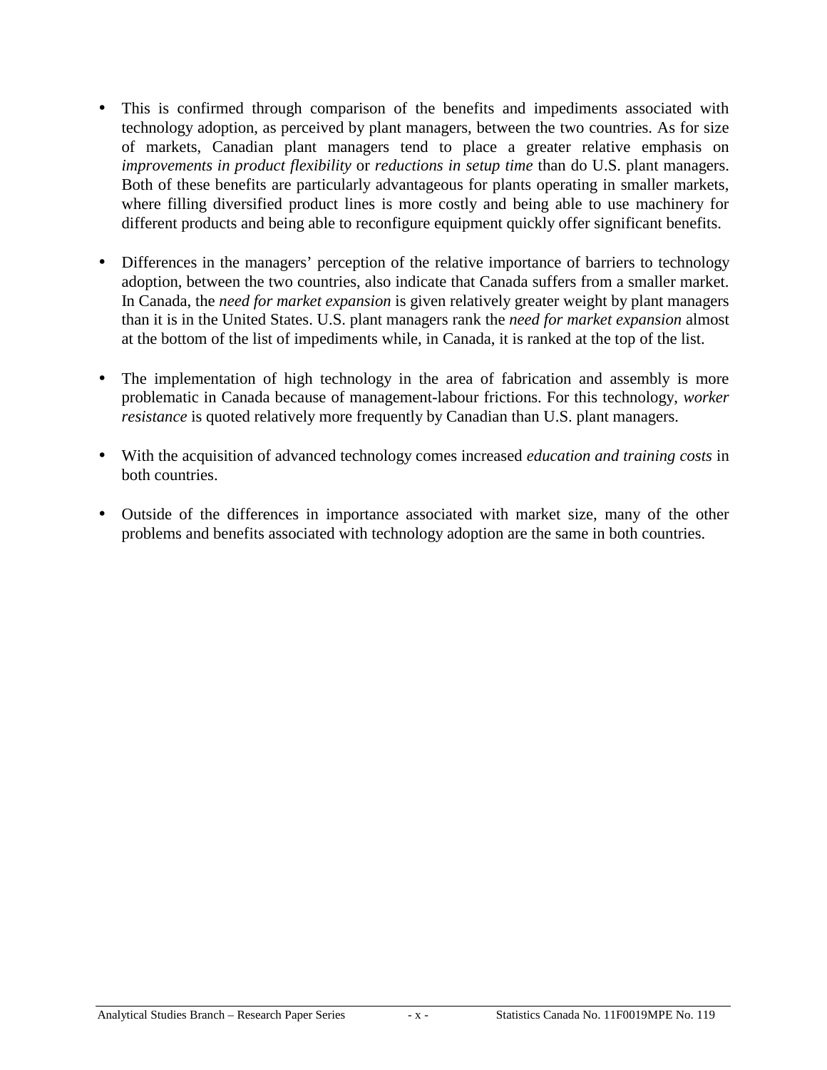- This is confirmed through comparison of the benefits and impediments associated with technology adoption, as perceived by plant managers, between the two countries. As for size of markets, Canadian plant managers tend to place a greater relative emphasis on *improvements in product flexibility* or *reductions in setup time* than do U.S. plant managers. Both of these benefits are particularly advantageous for plants operating in smaller markets, where filling diversified product lines is more costly and being able to use machinery for different products and being able to reconfigure equipment quickly offer significant benefits.

- Differences in the managers' perception of the relative importance of barriers to technology adoption, between the two countries, also indicate that Canada suffers from a smaller market. In Canada, the *need for market expansion* is given relatively greater weight by plant managers than it is in the United States. U.S. plant managers rank the *need for market expansion* almost at the bottom of the list of impediments while, in Canada, it is ranked at the top of the list.

- The implementation of high technology in the area of fabrication and assembly is more problematic in Canada because of management-labour frictions. For this technology, *worker resistance* is quoted relatively more frequently by Canadian than U.S. plant managers.

- With the acquisition of advanced technology comes increased *education and training costs* in both countries.

- Outside of the differences in importance associated with market size, many of the other problems and benefits associated with technology adoption are the same in both countries.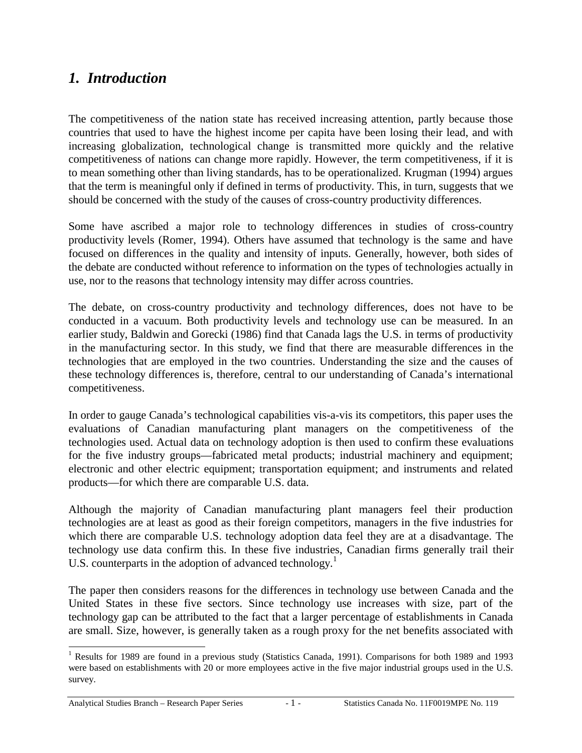# *1. Introduction*

The competitiveness of the nation state has received increasing attention, partly because those countries that used to have the highest income per capita have been losing their lead, and with increasing globalization, technological change is transmitted more quickly and the relative competitiveness of nations can change more rapidly. However, the term competitiveness, if it is to mean something other than living standards, has to be operationalized. Krugman (1994) argues that the term is meaningful only if defined in terms of productivity. This, in turn, suggests that we should be concerned with the study of the causes of cross-country productivity differences.

Some have ascribed a major role to technology differences in studies of cross-country productivity levels (Romer, 1994). Others have assumed that technology is the same and have focused on differences in the quality and intensity of inputs. Generally, however, both sides of the debate are conducted without reference to information on the types of technologies actually in use, nor to the reasons that technology intensity may differ across countries.

The debate, on cross-country productivity and technology differences, does not have to be conducted in a vacuum. Both productivity levels and technology use can be measured. In an earlier study, Baldwin and Gorecki (1986) find that Canada lags the U.S. in terms of productivity in the manufacturing sector. In this study, we find that there are measurable differences in the technologies that are employed in the two countries. Understanding the size and the causes of these technology differences is, therefore, central to our understanding of Canada's international competitiveness.

In order to gauge Canada's technological capabilities vis-a-vis its competitors, this paper uses the evaluations of Canadian manufacturing plant managers on the competitiveness of the technologies used. Actual data on technology adoption is then used to confirm these evaluations for the five industry groups—fabricated metal products; industrial machinery and equipment; electronic and other electric equipment; transportation equipment; and instruments and related products—for which there are comparable U.S. data.

Although the majority of Canadian manufacturing plant managers feel their production technologies are at least as good as their foreign competitors, managers in the five industries for which there are comparable U.S. technology adoption data feel they are at a disadvantage. The technology use data confirm this. In these five industries, Canadian firms generally trail their U.S. counterparts in the adoption of advanced technology.[1]

The paper then considers reasons for the differences in technology use between Canada and the United States in these five sectors. Since technology use increases with size, part of the technology gap can be attributed to the fact that a larger percentage of establishments in Canada are small. Size, however, is generally taken as a rough proxy for the net benefits associated with

[1] Results for 1989 are found in a previous study (Statistics Canada, 1991). Comparisons for both 1989 and 1993 were based on establishments with 20 or more employees active in the five major industrial groups used in the U.S. survey.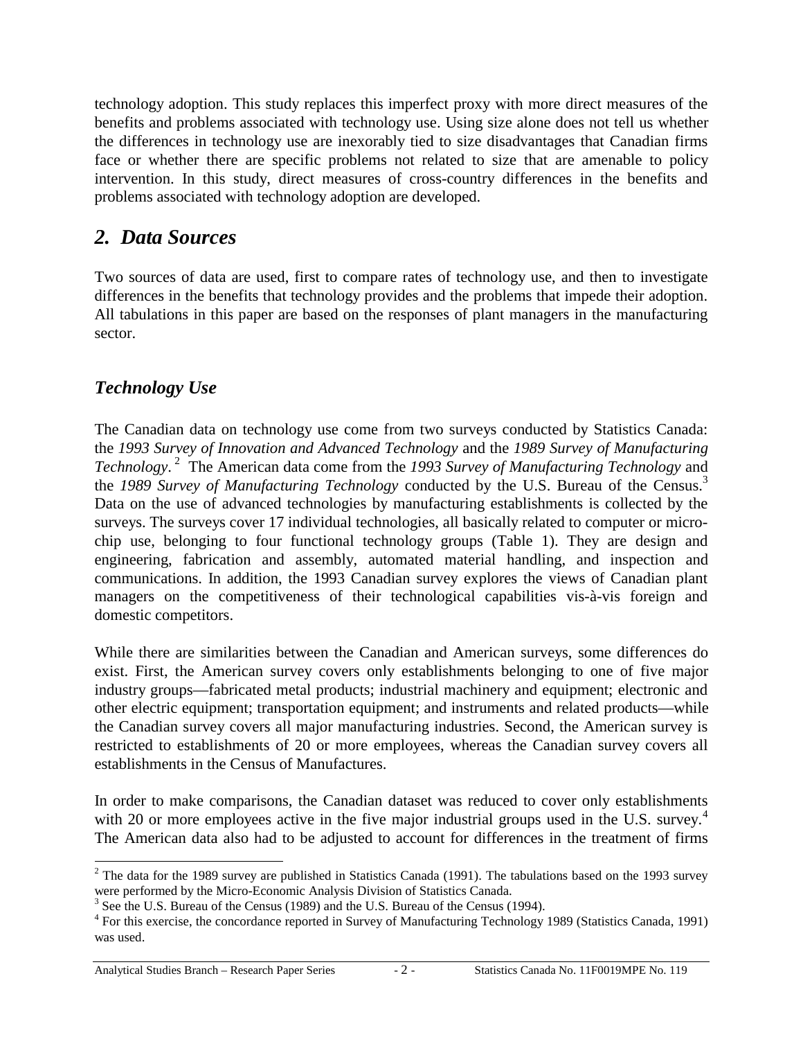technology adoption. This study replaces this imperfect proxy with more direct measures of the benefits and problems associated with technology use. Using size alone does not tell us whether the differences in technology use are inexorably tied to size disadvantages that Canadian firms face or whether there are specific problems not related to size that are amenable to policy intervention. In this study, direct measures of cross-country differences in the benefits and problems associated with technology adoption are developed.

## *2. Data Sources*

Two sources of data are used, first to compare rates of technology use, and then to investigate differences in the benefits that technology provides and the problems that impede their adoption. All tabulations in this paper are based on the responses of plant managers in the manufacturing sector.

### *Technology Use*

The Canadian data on technology use come from two surveys conducted by Statistics Canada: the *1993 Survey of Innovation and Advanced Technology* and the *1989 Survey of Manufacturing Technology*.[2] The American data come from the *1993 Survey of Manufacturing Technology* and the *1989 Survey of Manufacturing Technology* conducted by the U.S. Bureau of the Census.[3] Data on the use of advanced technologies by manufacturing establishments is collected by the surveys. The surveys cover 17 individual technologies, all basically related to computer or micro-chip use, belonging to four functional technology groups (Table 1). They are design and engineering, fabrication and assembly, automated material handling, and inspection and communications. In addition, the 1993 Canadian survey explores the views of Canadian plant managers on the competitiveness of their technological capabilities vis-à-vis foreign and domestic competitors.

While there are similarities between the Canadian and American surveys, some differences do exist. First, the American survey covers only establishments belonging to one of five major industry groups—fabricated metal products; industrial machinery and equipment; electronic and other electric equipment; transportation equipment; and instruments and related products—while the Canadian survey covers all major manufacturing industries. Second, the American survey is restricted to establishments of 20 or more employees, whereas the Canadian survey covers all establishments in the Census of Manufactures.

In order to make comparisons, the Canadian dataset was reduced to cover only establishments with 20 or more employees active in the five major industrial groups used in the U.S. survey.[4] The American data also had to be adjusted to account for differences in the treatment of firms

---

[2] The data for the 1989 survey are published in Statistics Canada (1991). The tabulations based on the 1993 survey were performed by the Micro-Economic Analysis Division of Statistics Canada.

[3] See the U.S. Bureau of the Census (1989) and the U.S. Bureau of the Census (1994).

[4] For this exercise, the concordance reported in Survey of Manufacturing Technology 1989 (Statistics Canada, 1991) was used.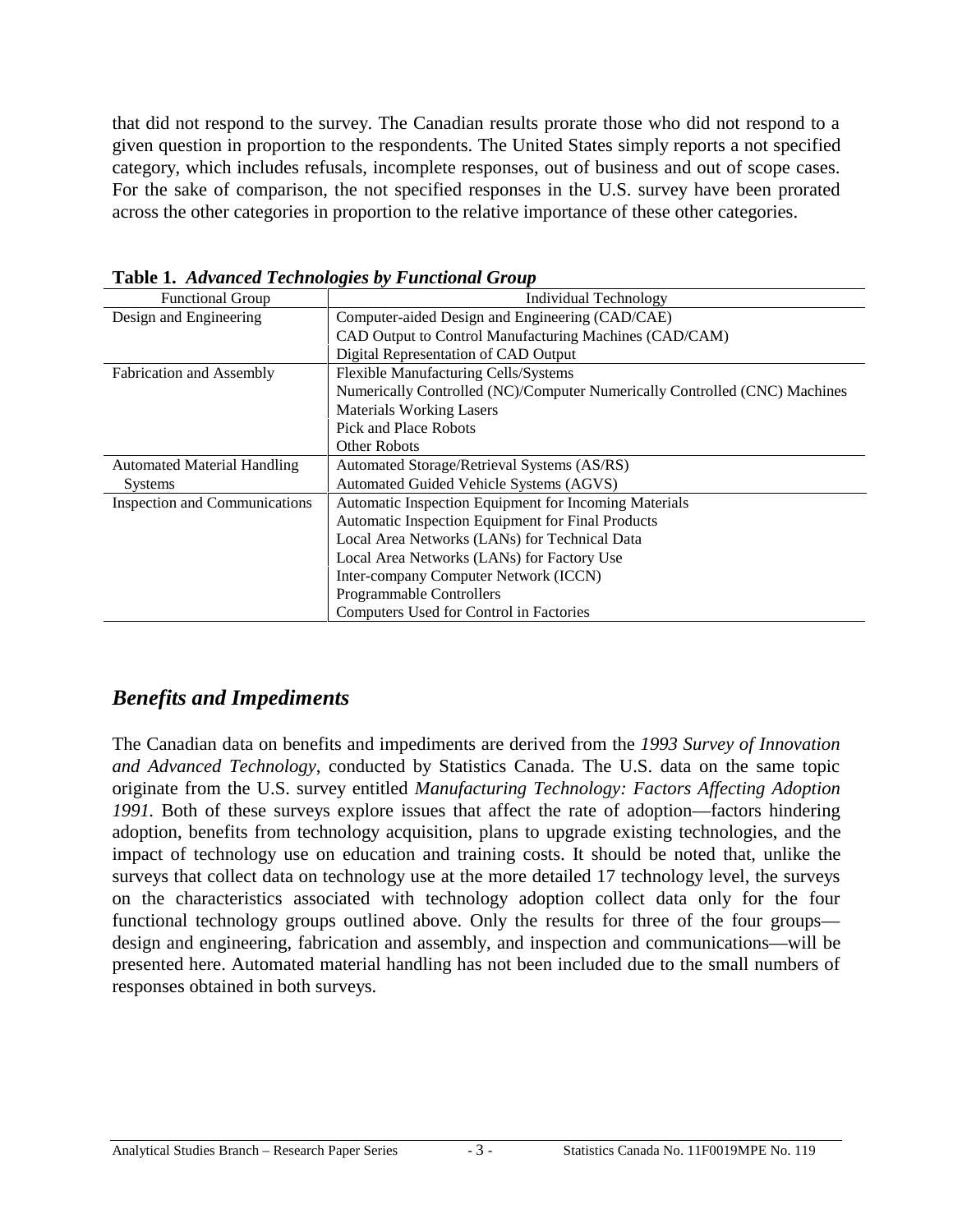that did not respond to the survey. The Canadian results prorate those who did not respond to a given question in proportion to the respondents. The United States simply reports a not specified category, which includes refusals, incomplete responses, out of business and out of scope cases. For the sake of comparison, the not specified responses in the U.S. survey have been prorated across the other categories in proportion to the relative importance of these other categories.

**Table 1.** ***Advanced Technologies by Functional Group***

| Functional Group | Individual Technology |
|---|---|
| Design and Engineering | Computer-aided Design and Engineering (CAD/CAE) |
| | CAD Output to Control Manufacturing Machines (CAD/CAM) |
| | Digital Representation of CAD Output |
| Fabrication and Assembly | Flexible Manufacturing Cells/Systems |
| | Numerically Controlled (NC)/Computer Numerically Controlled (CNC) Machines |
| | Materials Working Lasers |
| | Pick and Place Robots |
| | Other Robots |
| Automated Material Handling Systems | Automated Storage/Retrieval Systems (AS/RS) |
| | Automated Guided Vehicle Systems (AGVS) |
| Inspection and Communications | Automatic Inspection Equipment for Incoming Materials |
| | Automatic Inspection Equipment for Final Products |
| | Local Area Networks (LANs) for Technical Data |
| | Local Area Networks (LANs) for Factory Use |
| | Inter-company Computer Network (ICCN) |
| | Programmable Controllers |
| | Computers Used for Control in Factories |

## *Benefits and Impediments*

The Canadian data on benefits and impediments are derived from the *1993 Survey of Innovation and Advanced Technology*, conducted by Statistics Canada. The U.S. data on the same topic originate from the U.S. survey entitled *Manufacturing Technology: Factors Affecting Adoption 1991.* Both of these surveys explore issues that affect the rate of adoption—factors hindering adoption, benefits from technology acquisition, plans to upgrade existing technologies, and the impact of technology use on education and training costs. It should be noted that, unlike the surveys that collect data on technology use at the more detailed 17 technology level, the surveys on the characteristics associated with technology adoption collect data only for the four functional technology groups outlined above. Only the results for three of the four groups—design and engineering, fabrication and assembly, and inspection and communications—will be presented here. Automated material handling has not been included due to the small numbers of responses obtained in both surveys.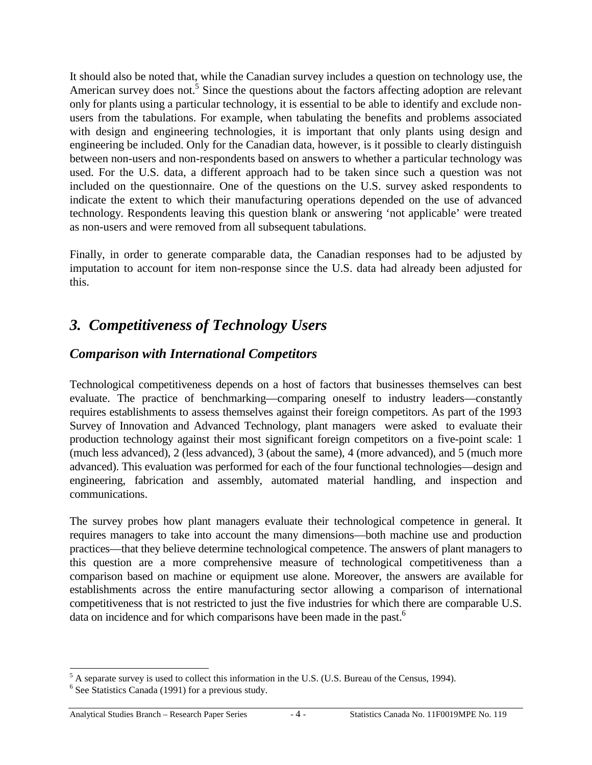It should also be noted that, while the Canadian survey includes a question on technology use, the American survey does not.[5] Since the questions about the factors affecting adoption are relevant only for plants using a particular technology, it is essential to be able to identify and exclude non-users from the tabulations. For example, when tabulating the benefits and problems associated with design and engineering technologies, it is important that only plants using design and engineering be included. Only for the Canadian data, however, is it possible to clearly distinguish between non-users and non-respondents based on answers to whether a particular technology was used. For the U.S. data, a different approach had to be taken since such a question was not included on the questionnaire. One of the questions on the U.S. survey asked respondents to indicate the extent to which their manufacturing operations depended on the use of advanced technology. Respondents leaving this question blank or answering 'not applicable' were treated as non-users and were removed from all subsequent tabulations.

Finally, in order to generate comparable data, the Canadian responses had to be adjusted by imputation to account for item non-response since the U.S. data had already been adjusted for this.

## *3. Competitiveness of Technology Users*

### *Comparison with International Competitors*

Technological competitiveness depends on a host of factors that businesses themselves can best evaluate. The practice of benchmarking—comparing oneself to industry leaders—constantly requires establishments to assess themselves against their foreign competitors. As part of the 1993 Survey of Innovation and Advanced Technology, plant managers were asked to evaluate their production technology against their most significant foreign competitors on a five-point scale: 1 (much less advanced), 2 (less advanced), 3 (about the same), 4 (more advanced), and 5 (much more advanced). This evaluation was performed for each of the four functional technologies—design and engineering, fabrication and assembly, automated material handling, and inspection and communications.

The survey probes how plant managers evaluate their technological competence in general. It requires managers to take into account the many dimensions—both machine use and production practices—that they believe determine technological competence. The answers of plant managers to this question are a more comprehensive measure of technological competitiveness than a comparison based on machine or equipment use alone. Moreover, the answers are available for establishments across the entire manufacturing sector allowing a comparison of international competitiveness that is not restricted to just the five industries for which there are comparable U.S. data on incidence and for which comparisons have been made in the past.[6]

---

[5] A separate survey is used to collect this information in the U.S. (U.S. Bureau of the Census, 1994).

[6] See Statistics Canada (1991) for a previous study.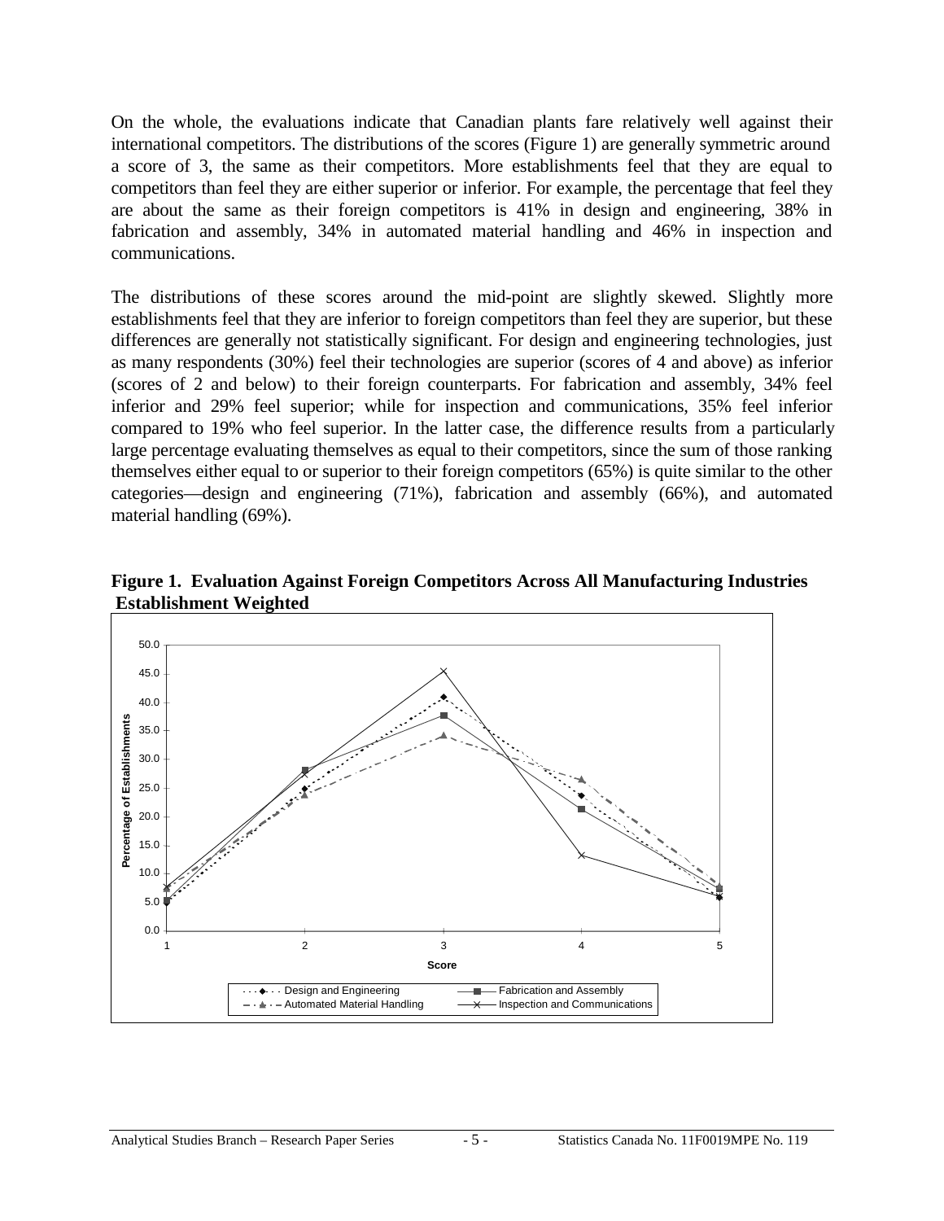On the whole, the evaluations indicate that Canadian plants fare relatively well against their international competitors. The distributions of the scores (Figure 1) are generally symmetric around a score of 3, the same as their competitors. More establishments feel that they are equal to competitors than feel they are either superior or inferior. For example, the percentage that feel they are about the same as their foreign competitors is 41% in design and engineering, 38% in fabrication and assembly, 34% in automated material handling and 46% in inspection and communications.

The distributions of these scores around the mid-point are slightly skewed. Slightly more establishments feel that they are inferior to foreign competitors than feel they are superior, but these differences are generally not statistically significant. For design and engineering technologies, just as many respondents (30%) feel their technologies are superior (scores of 4 and above) as inferior (scores of 2 and below) to their foreign counterparts. For fabrication and assembly, 34% feel inferior and 29% feel superior; while for inspection and communications, 35% feel inferior compared to 19% who feel superior. In the latter case, the difference results from a particularly large percentage evaluating themselves as equal to their competitors, since the sum of those ranking themselves either equal to or superior to their foreign competitors (65%) is quite similar to the other categories—design and engineering (71%), fabrication and assembly (66%), and automated material handling (69%).

**Figure 1. Evaluation Against Foreign Competitors Across All Manufacturing Industries Establishment Weighted**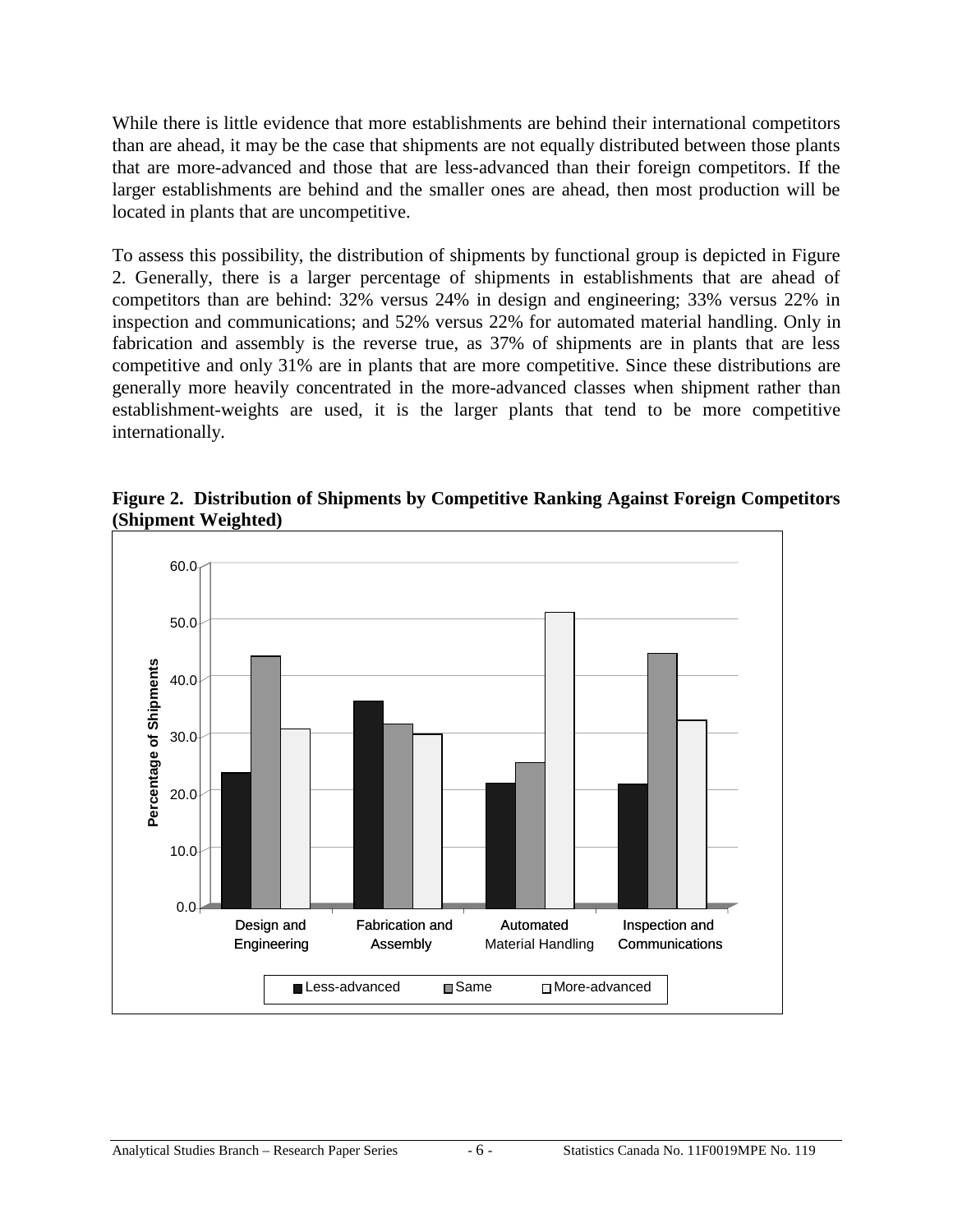While there is little evidence that more establishments are behind their international competitors than are ahead, it may be the case that shipments are not equally distributed between those plants that are more-advanced and those that are less-advanced than their foreign competitors. If the larger establishments are behind and the smaller ones are ahead, then most production will be located in plants that are uncompetitive.

To assess this possibility, the distribution of shipments by functional group is depicted in Figure 2. Generally, there is a larger percentage of shipments in establishments that are ahead of competitors than are behind: 32% versus 24% in design and engineering; 33% versus 22% in inspection and communications; and 52% versus 22% for automated material handling. Only in fabrication and assembly is the reverse true, as 37% of shipments are in plants that are less competitive and only 31% are in plants that are more competitive. Since these distributions are generally more heavily concentrated in the more-advanced classes when shipment rather than establishment-weights are used, it is the larger plants that tend to be more competitive internationally.

**Figure 2. Distribution of Shipments by Competitive Ranking Against Foreign Competitors (Shipment Weighted)**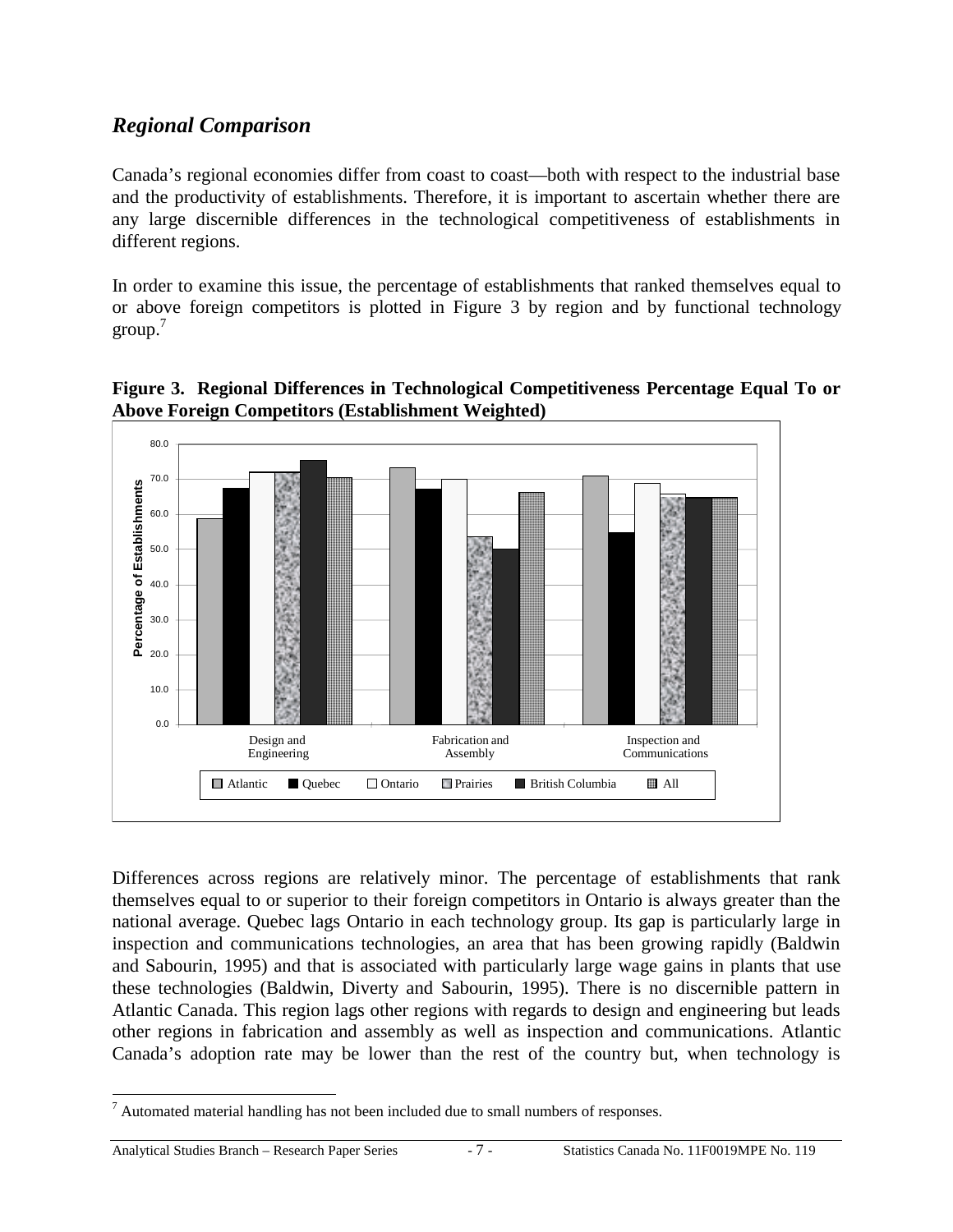## *Regional Comparison*

Canada's regional economies differ from coast to coast—both with respect to the industrial base and the productivity of establishments. Therefore, it is important to ascertain whether there are any large discernible differences in the technological competitiveness of establishments in different regions.

In order to examine this issue, the percentage of establishments that ranked themselves equal to or above foreign competitors is plotted in Figure 3 by region and by functional technology group.[7]

**Figure 3. Regional Differences in Technological Competitiveness Percentage Equal To or Above Foreign Competitors (Establishment Weighted)**

Differences across regions are relatively minor. The percentage of establishments that rank themselves equal to or superior to their foreign competitors in Ontario is always greater than the national average. Quebec lags Ontario in each technology group. Its gap is particularly large in inspection and communications technologies, an area that has been growing rapidly (Baldwin and Sabourin, 1995) and that is associated with particularly large wage gains in plants that use these technologies (Baldwin, Diverty and Sabourin, 1995). There is no discernible pattern in Atlantic Canada. This region lags other regions with regards to design and engineering but leads other regions in fabrication and assembly as well as inspection and communications. Atlantic Canada's adoption rate may be lower than the rest of the country but, when technology is

[7] Automated material handling has not been included due to small numbers of responses.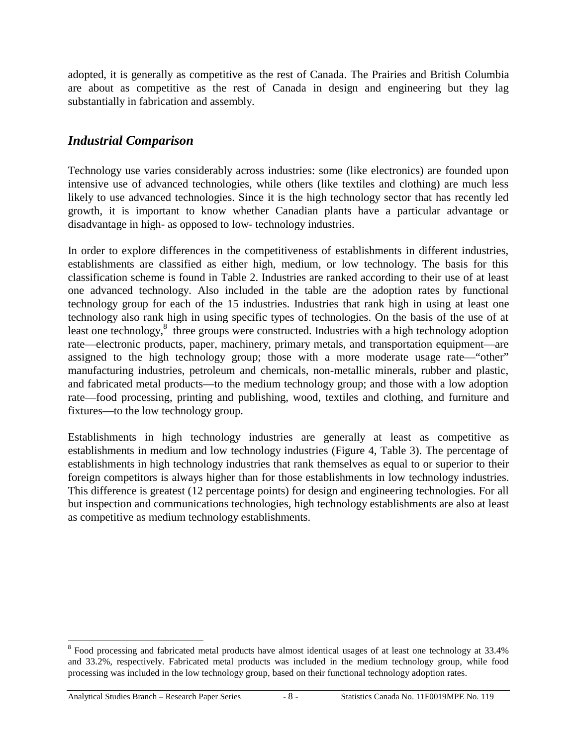adopted, it is generally as competitive as the rest of Canada. The Prairies and British Columbia are about as competitive as the rest of Canada in design and engineering but they lag substantially in fabrication and assembly.

## *Industrial Comparison*

Technology use varies considerably across industries: some (like electronics) are founded upon intensive use of advanced technologies, while others (like textiles and clothing) are much less likely to use advanced technologies. Since it is the high technology sector that has recently led growth, it is important to know whether Canadian plants have a particular advantage or disadvantage in high- as opposed to low- technology industries.

In order to explore differences in the competitiveness of establishments in different industries, establishments are classified as either high, medium, or low technology. The basis for this classification scheme is found in Table 2. Industries are ranked according to their use of at least one advanced technology. Also included in the table are the adoption rates by functional technology group for each of the 15 industries. Industries that rank high in using at least one technology also rank high in using specific types of technologies. On the basis of the use of at least one technology,[8] three groups were constructed. Industries with a high technology adoption rate—electronic products, paper, machinery, primary metals, and transportation equipment—are assigned to the high technology group; those with a more moderate usage rate—"other" manufacturing industries, petroleum and chemicals, non-metallic minerals, rubber and plastic, and fabricated metal products—to the medium technology group; and those with a low adoption rate—food processing, printing and publishing, wood, textiles and clothing, and furniture and fixtures—to the low technology group.

Establishments in high technology industries are generally at least as competitive as establishments in medium and low technology industries (Figure 4, Table 3). The percentage of establishments in high technology industries that rank themselves as equal to or superior to their foreign competitors is always higher than for those establishments in low technology industries. This difference is greatest (12 percentage points) for design and engineering technologies. For all but inspection and communications technologies, high technology establishments are also at least as competitive as medium technology establishments.

---

[8] Food processing and fabricated metal products have almost identical usages of at least one technology at 33.4% and 33.2%, respectively. Fabricated metal products was included in the medium technology group, while food processing was included in the low technology group, based on their functional technology adoption rates.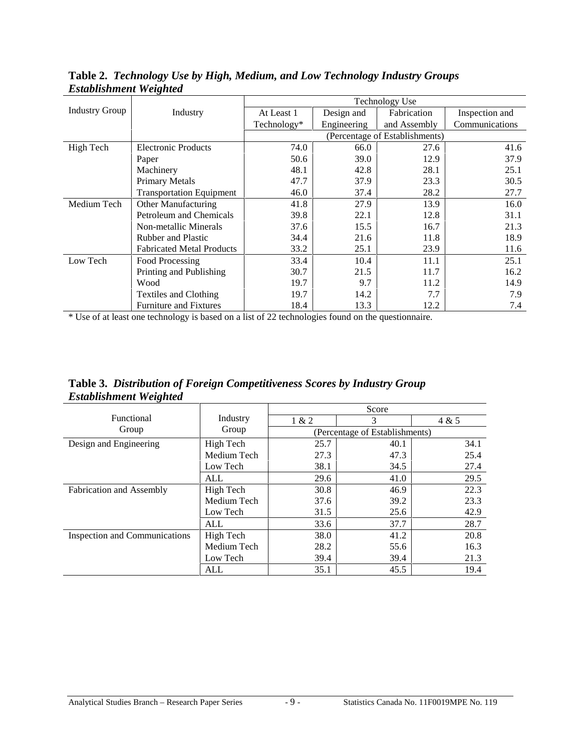**Table 2.** ***Technology Use by High, Medium, and Low Technology Industry Groups Establishment Weighted***

| Industry Group | Industry | Technology Use | | | |
|---|---|---|---|---|---|
| | | At Least 1 Technology* | Design and Engineering | Fabrication and Assembly | Inspection and Communications |
| | | (Percentage of Establishments) | | | |
| High Tech | Electronic Products | 74.0 | 66.0 | 27.6 | 41.6 |
| | Paper | 50.6 | 39.0 | 12.9 | 37.9 |
| | Machinery | 48.1 | 42.8 | 28.1 | 25.1 |
| | Primary Metals | 47.7 | 37.9 | 23.3 | 30.5 |
| | Transportation Equipment | 46.0 | 37.4 | 28.2 | 27.7 |
| Medium Tech | Other Manufacturing | 41.8 | 27.9 | 13.9 | 16.0 |
| | Petroleum and Chemicals | 39.8 | 22.1 | 12.8 | 31.1 |
| | Non-metallic Minerals | 37.6 | 15.5 | 16.7 | 21.3 |
| | Rubber and Plastic | 34.4 | 21.6 | 11.8 | 18.9 |
| | Fabricated Metal Products | 33.2 | 25.1 | 23.9 | 11.6 |
| Low Tech | Food Processing | 33.4 | 10.4 | 11.1 | 25.1 |
| | Printing and Publishing | 30.7 | 21.5 | 11.7 | 16.2 |
| | Wood | 19.7 | 9.7 | 11.2 | 14.9 |
| | Textiles and Clothing | 19.7 | 14.2 | 7.7 | 7.9 |
| | Furniture and Fixtures | 18.4 | 13.3 | 12.2 | 7.4 |

* Use of at least one technology is based on a list of 22 technologies found on the questionnaire.

**Table 3.** ***Distribution of Foreign Competitiveness Scores by Industry Group Establishment Weighted***

| Functional Group | Industry Group | Score | | |
|---|---|---|---|---|
| | | 1 & 2 | 3 | 4 & 5 |
| | | (Percentage of Establishments) | | |
| Design and Engineering | High Tech | 25.7 | 40.1 | 34.1 |
| | Medium Tech | 27.3 | 47.3 | 25.4 |
| | Low Tech | 38.1 | 34.5 | 27.4 |
| | ALL | 29.6 | 41.0 | 29.5 |
| Fabrication and Assembly | High Tech | 30.8 | 46.9 | 22.3 |
| | Medium Tech | 37.6 | 39.2 | 23.3 |
| | Low Tech | 31.5 | 25.6 | 42.9 |
| | ALL | 33.6 | 37.7 | 28.7 |
| Inspection and Communications | High Tech | 38.0 | 41.2 | 20.8 |
| | Medium Tech | 28.2 | 55.6 | 16.3 |
| | Low Tech | 39.4 | 39.4 | 21.3 |
| | ALL | 35.1 | 45.5 | 19.4 |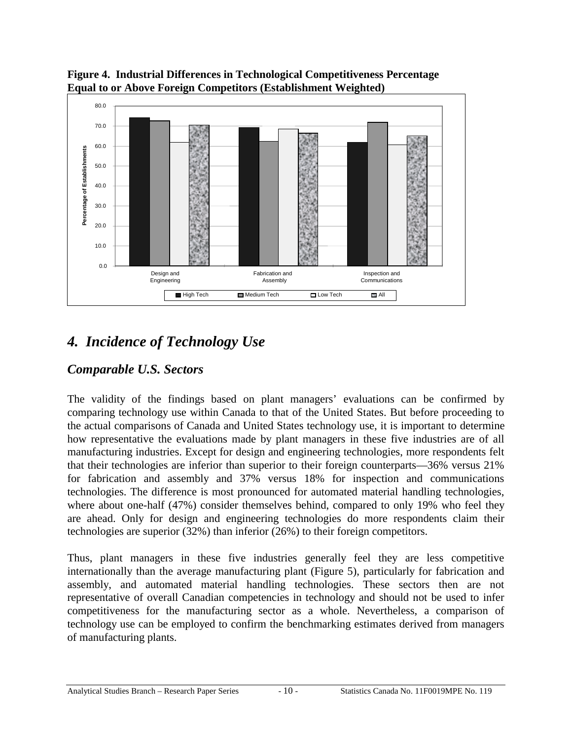**Figure 4. Industrial Differences in Technological Competitiveness Percentage Equal to or Above Foreign Competitors (Establishment Weighted)**

# 4. Incidence of Technology Use

## Comparable U.S. Sectors

The validity of the findings based on plant managers' evaluations can be confirmed by comparing technology use within Canada to that of the United States. But before proceeding to the actual comparisons of Canada and United States technology use, it is important to determine how representative the evaluations made by plant managers in these five industries are of all manufacturing industries. Except for design and engineering technologies, more respondents felt that their technologies are inferior than superior to their foreign counterparts—36% versus 21% for fabrication and assembly and 37% versus 18% for inspection and communications technologies. The difference is most pronounced for automated material handling technologies, where about one-half (47%) consider themselves behind, compared to only 19% who feel they are ahead. Only for design and engineering technologies do more respondents claim their technologies are superior (32%) than inferior (26%) to their foreign competitors.

Thus, plant managers in these five industries generally feel they are less competitive internationally than the average manufacturing plant (Figure 5), particularly for fabrication and assembly, and automated material handling technologies. These sectors then are not representative of overall Canadian competencies in technology and should not be used to infer competitiveness for the manufacturing sector as a whole. Nevertheless, a comparison of technology use can be employed to confirm the benchmarking estimates derived from managers of manufacturing plants.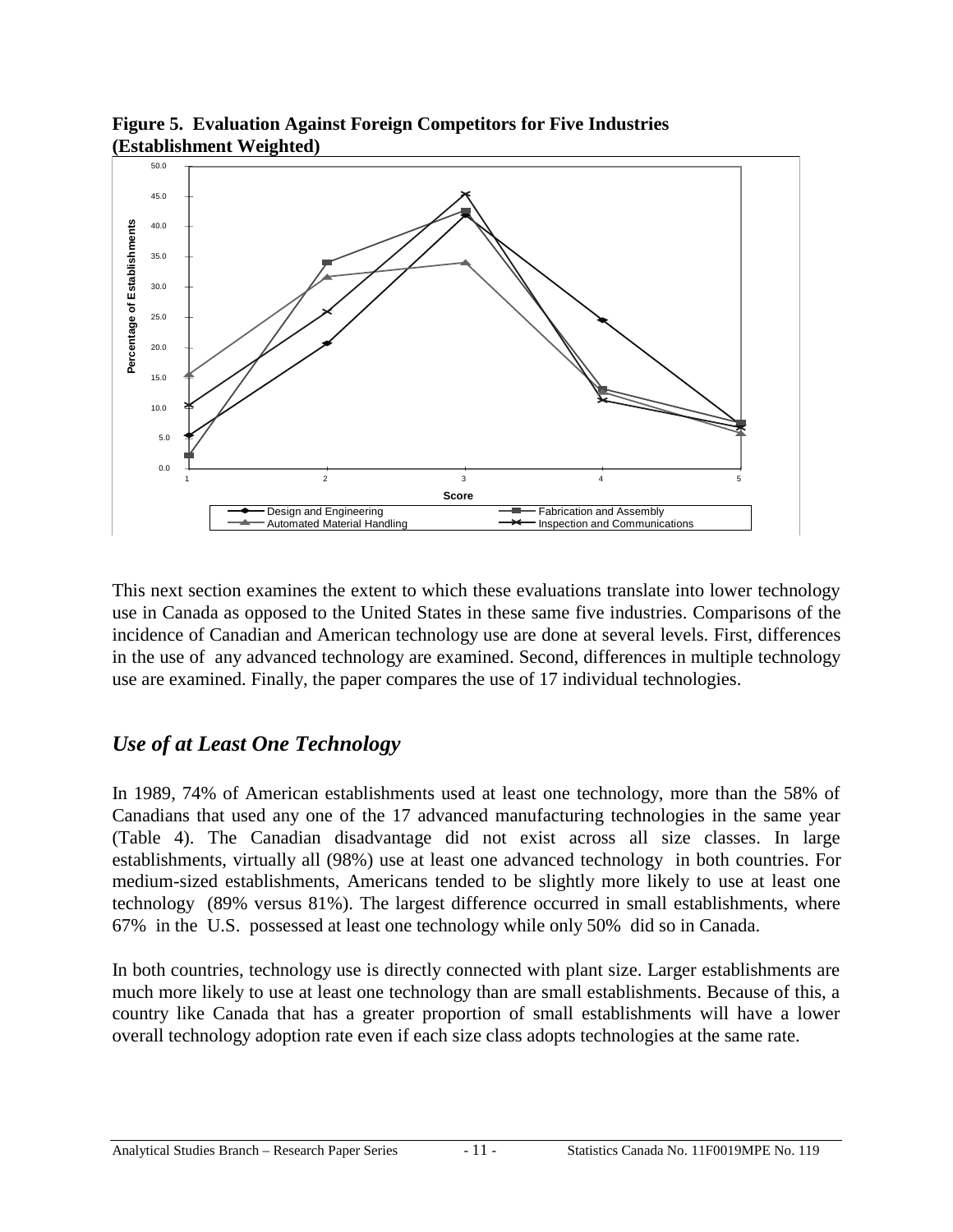**Figure 5. Evaluation Against Foreign Competitors for Five Industries (Establishment Weighted)**

This next section examines the extent to which these evaluations translate into lower technology use in Canada as opposed to the United States in these same five industries. Comparisons of the incidence of Canadian and American technology use are done at several levels. First, differences in the use of any advanced technology are examined. Second, differences in multiple technology use are examined. Finally, the paper compares the use of 17 individual technologies.

## *Use of at Least One Technology*

In 1989, 74% of American establishments used at least one technology, more than the 58% of Canadians that used any one of the 17 advanced manufacturing technologies in the same year (Table 4). The Canadian disadvantage did not exist across all size classes. In large establishments, virtually all (98%) use at least one advanced technology in both countries. For medium-sized establishments, Americans tended to be slightly more likely to use at least one technology (89% versus 81%). The largest difference occurred in small establishments, where 67% in the U.S. possessed at least one technology while only 50% did so in Canada.

In both countries, technology use is directly connected with plant size. Larger establishments are much more likely to use at least one technology than are small establishments. Because of this, a country like Canada that has a greater proportion of small establishments will have a lower overall technology adoption rate even if each size class adopts technologies at the same rate.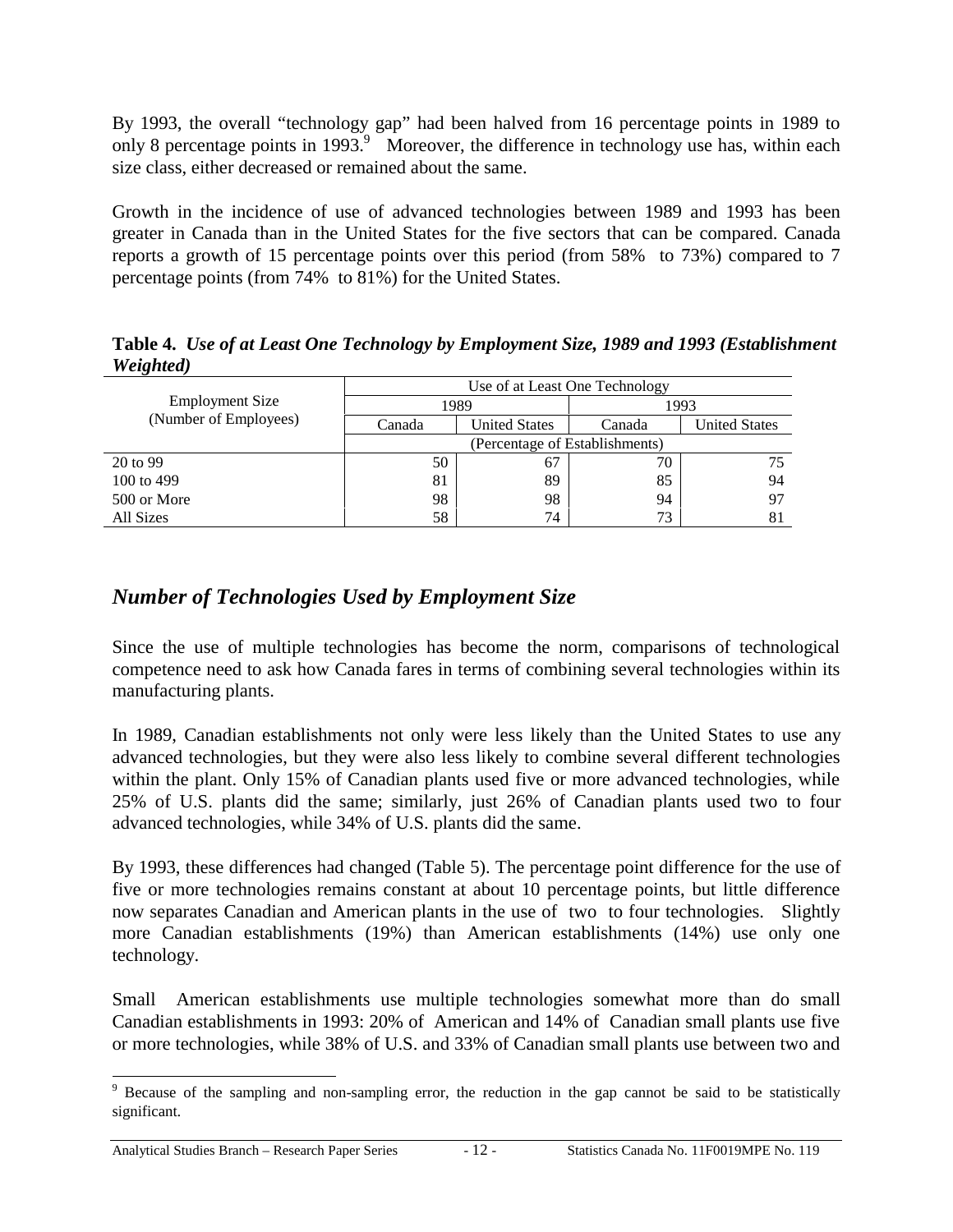By 1993, the overall "technology gap" had been halved from 16 percentage points in 1989 to only 8 percentage points in 1993.[9] Moreover, the difference in technology use has, within each size class, either decreased or remained about the same.

Growth in the incidence of use of advanced technologies between 1989 and 1993 has been greater in Canada than in the United States for the five sectors that can be compared. Canada reports a growth of 15 percentage points over this period (from 58% to 73%) compared to 7 percentage points (from 74% to 81%) for the United States.

**Table 4.** ***Use of at Least One Technology by Employment Size, 1989 and 1993 (Establishment Weighted)***

| Employment Size (Number of Employees) | Use of at Least One Technology | | | |
|---|---|---|---|---|
| | 1989 | | 1993 | |
| | Canada | United States | Canada | United States |
| | (Percentage of Establishments) | | | |
| 20 to 99 | 50 | 67 | 70 | 75 |
| 100 to 499 | 81 | 89 | 85 | 94 |
| 500 or More | 98 | 98 | 94 | 97 |
| All Sizes | 58 | 74 | 73 | 81 |

## *Number of Technologies Used by Employment Size*

Since the use of multiple technologies has become the norm, comparisons of technological competence need to ask how Canada fares in terms of combining several technologies within its manufacturing plants.

In 1989, Canadian establishments not only were less likely than the United States to use any advanced technologies, but they were also less likely to combine several different technologies within the plant. Only 15% of Canadian plants used five or more advanced technologies, while 25% of U.S. plants did the same; similarly, just 26% of Canadian plants used two to four advanced technologies, while 34% of U.S. plants did the same.

By 1993, these differences had changed (Table 5). The percentage point difference for the use of five or more technologies remains constant at about 10 percentage points, but little difference now separates Canadian and American plants in the use of two to four technologies. Slightly more Canadian establishments (19%) than American establishments (14%) use only one technology.

Small American establishments use multiple technologies somewhat more than do small Canadian establishments in 1993: 20% of American and 14% of Canadian small plants use five or more technologies, while 38% of U.S. and 33% of Canadian small plants use between two and

[9] Because of the sampling and non-sampling error, the reduction in the gap cannot be said to be statistically significant.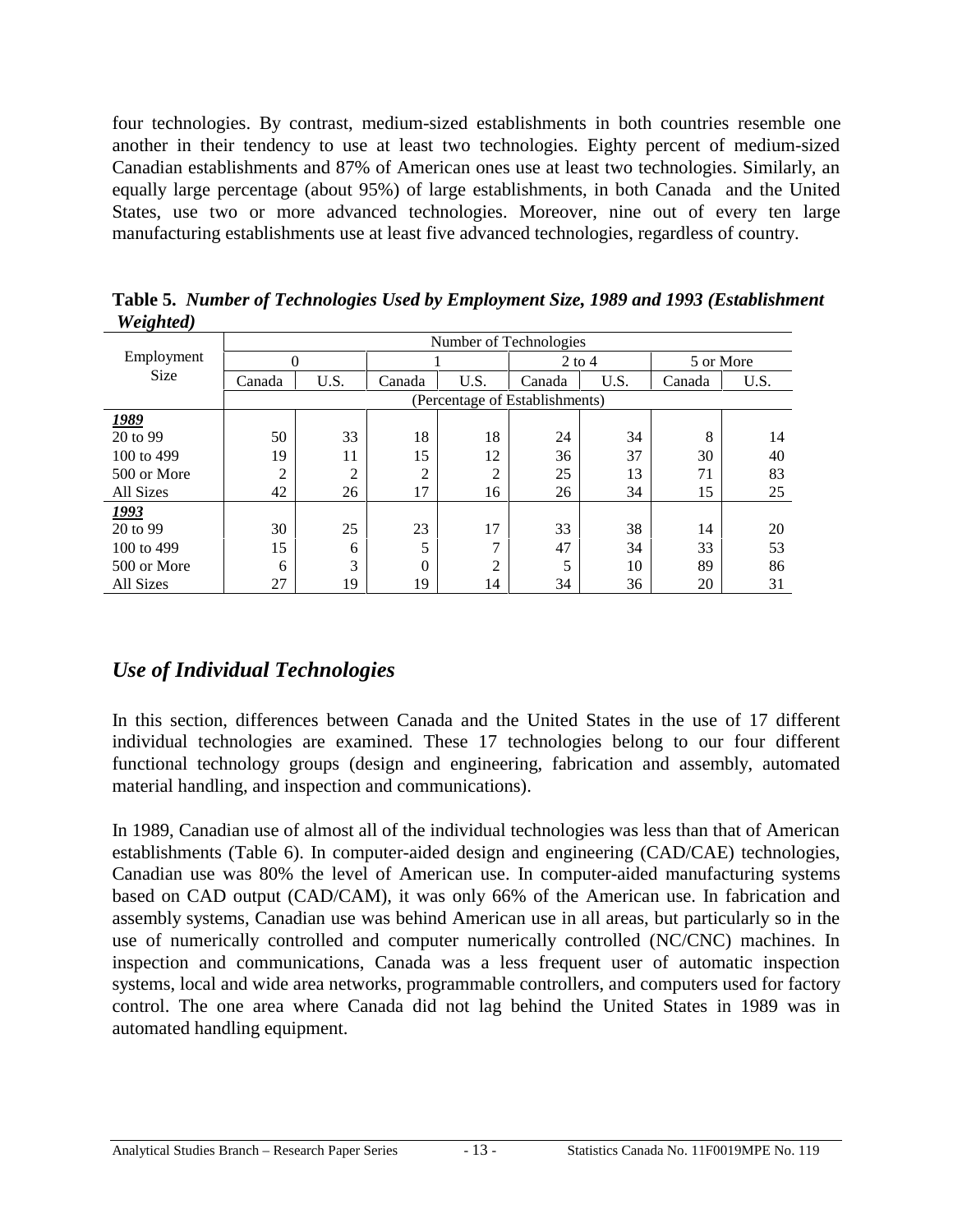four technologies. By contrast, medium-sized establishments in both countries resemble one another in their tendency to use at least two technologies. Eighty percent of medium-sized Canadian establishments and 87% of American ones use at least two technologies. Similarly, an equally large percentage (about 95%) of large establishments, in both Canada and the United States, use two or more advanced technologies. Moreover, nine out of every ten large manufacturing establishments use at least five advanced technologies, regardless of country.

**Table 5.** ***Number of Technologies Used by Employment Size, 1989 and 1993 (Establishment Weighted)***

| Employment Size | Number of Technologies | | | | | | | |
|---|---|---|---|---|---|---|---|---|
| | 0 | | 1 | | 2 to 4 | | 5 or More | |
| | Canada | U.S. | Canada | U.S. | Canada | U.S. | Canada | U.S. |
| | (Percentage of Establishments) | | | | | | | |
| ***1989*** | | | | | | | | |
| 20 to 99 | 50 | 33 | 18 | 18 | 24 | 34 | 8 | 14 |
| 100 to 499 | 19 | 11 | 15 | 12 | 36 | 37 | 30 | 40 |
| 500 or More | 2 | 2 | 2 | 2 | 25 | 13 | 71 | 83 |
| All Sizes | 42 | 26 | 17 | 16 | 26 | 34 | 15 | 25 |
| ***1993*** | | | | | | | | |
| 20 to 99 | 30 | 25 | 23 | 17 | 33 | 38 | 14 | 20 |
| 100 to 499 | 15 | 6 | 5 | 7 | 47 | 34 | 33 | 53 |
| 500 or More | 6 | 3 | 0 | 2 | 5 | 10 | 89 | 86 |
| All Sizes | 27 | 19 | 19 | 14 | 34 | 36 | 20 | 31 |

## *Use of Individual Technologies*

In this section, differences between Canada and the United States in the use of 17 different individual technologies are examined. These 17 technologies belong to our four different functional technology groups (design and engineering, fabrication and assembly, automated material handling, and inspection and communications).

In 1989, Canadian use of almost all of the individual technologies was less than that of American establishments (Table 6). In computer-aided design and engineering (CAD/CAE) technologies, Canadian use was 80% the level of American use. In computer-aided manufacturing systems based on CAD output (CAD/CAM), it was only 66% of the American use. In fabrication and assembly systems, Canadian use was behind American use in all areas, but particularly so in the use of numerically controlled and computer numerically controlled (NC/CNC) machines. In inspection and communications, Canada was a less frequent user of automatic inspection systems, local and wide area networks, programmable controllers, and computers used for factory control. The one area where Canada did not lag behind the United States in 1989 was in automated handling equipment.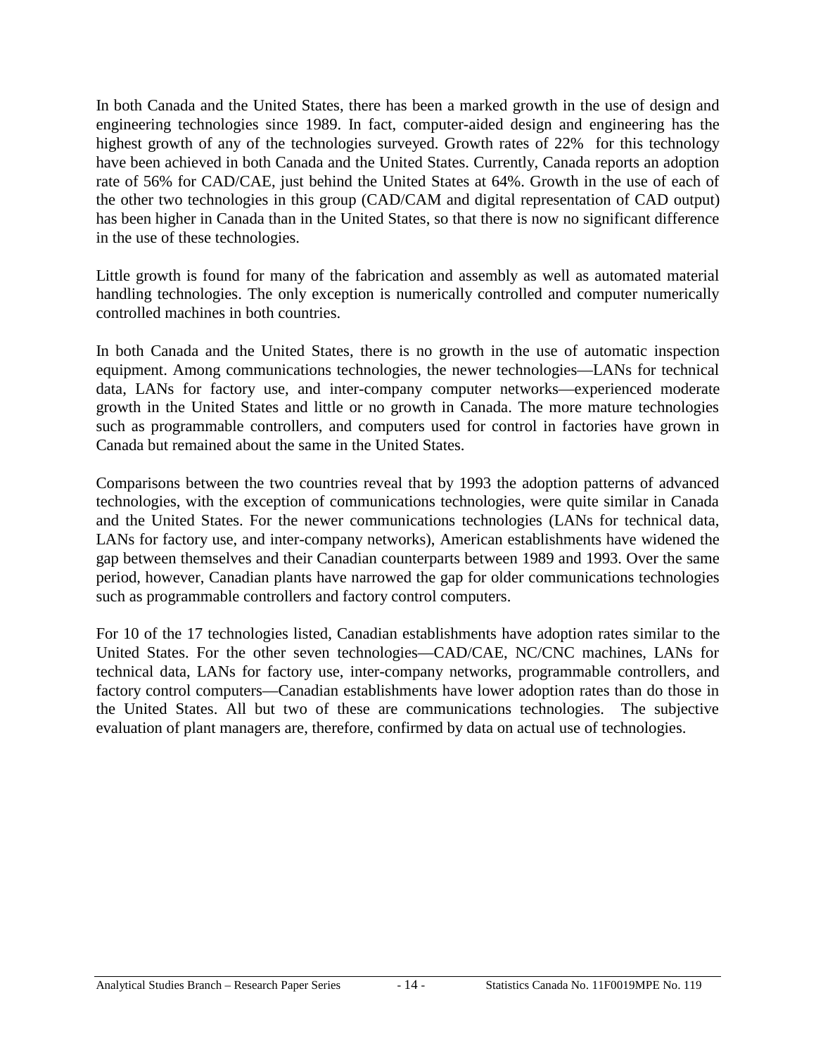In both Canada and the United States, there has been a marked growth in the use of design and engineering technologies since 1989. In fact, computer-aided design and engineering has the highest growth of any of the technologies surveyed. Growth rates of 22% for this technology have been achieved in both Canada and the United States. Currently, Canada reports an adoption rate of 56% for CAD/CAE, just behind the United States at 64%. Growth in the use of each of the other two technologies in this group (CAD/CAM and digital representation of CAD output) has been higher in Canada than in the United States, so that there is now no significant difference in the use of these technologies.

Little growth is found for many of the fabrication and assembly as well as automated material handling technologies. The only exception is numerically controlled and computer numerically controlled machines in both countries.

In both Canada and the United States, there is no growth in the use of automatic inspection equipment. Among communications technologies, the newer technologies—LANs for technical data, LANs for factory use, and inter-company computer networks—experienced moderate growth in the United States and little or no growth in Canada. The more mature technologies such as programmable controllers, and computers used for control in factories have grown in Canada but remained about the same in the United States.

Comparisons between the two countries reveal that by 1993 the adoption patterns of advanced technologies, with the exception of communications technologies, were quite similar in Canada and the United States. For the newer communications technologies (LANs for technical data, LANs for factory use, and inter-company networks), American establishments have widened the gap between themselves and their Canadian counterparts between 1989 and 1993. Over the same period, however, Canadian plants have narrowed the gap for older communications technologies such as programmable controllers and factory control computers.

For 10 of the 17 technologies listed, Canadian establishments have adoption rates similar to the United States. For the other seven technologies—CAD/CAE, NC/CNC machines, LANs for technical data, LANs for factory use, inter-company networks, programmable controllers, and factory control computers—Canadian establishments have lower adoption rates than do those in the United States. All but two of these are communications technologies. The subjective evaluation of plant managers are, therefore, confirmed by data on actual use of technologies.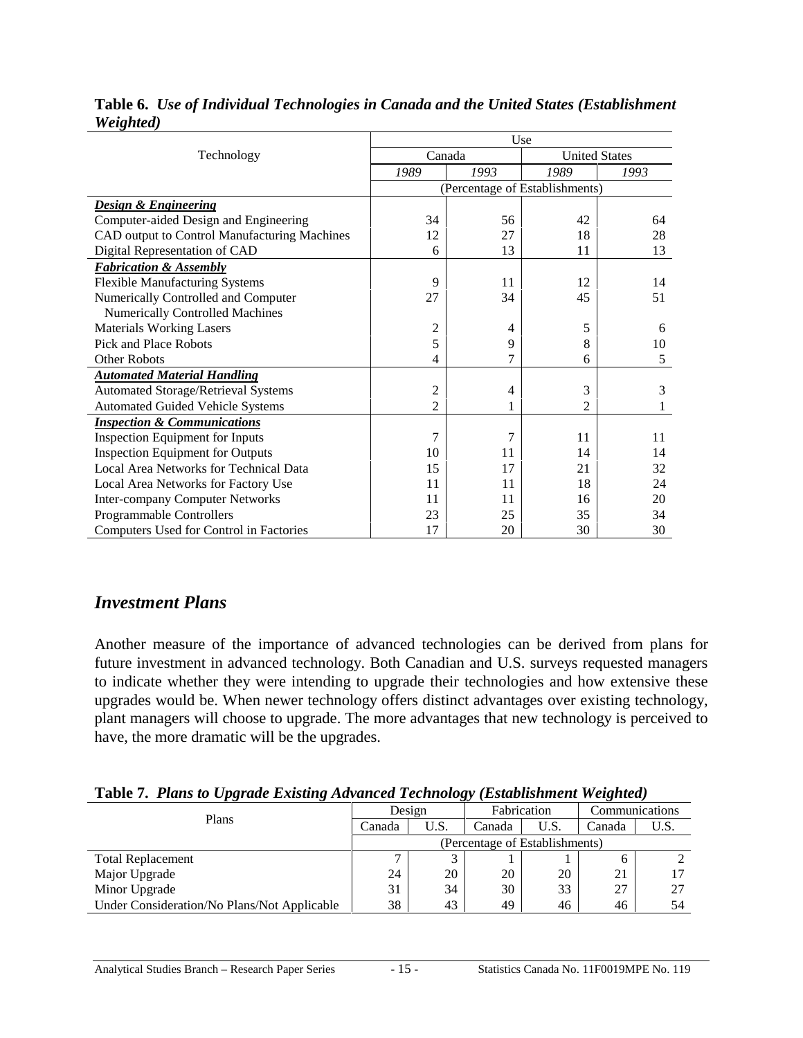**Table 6.** ***Use of Individual Technologies in Canada and the United States (Establishment Weighted)***

| Technology | Use | | | |
|---|---|---|---|---|
| | Canada | | United States | |
| | *1989* | *1993* | *1989* | *1993* |
| | (Percentage of Establishments) | | | |
| ***Design & Engineering*** | | | | |
| Computer-aided Design and Engineering | 34 | 56 | 42 | 64 |
| CAD output to Control Manufacturing Machines | 12 | 27 | 18 | 28 |
| Digital Representation of CAD | 6 | 13 | 11 | 13 |
| ***Fabrication & Assembly*** | | | | |
| Flexible Manufacturing Systems | 9 | 11 | 12 | 14 |
| Numerically Controlled and Computer Numerically Controlled Machines | 27 | 34 | 45 | 51 |
| Materials Working Lasers | 2 | 4 | 5 | 6 |
| Pick and Place Robots | 5 | 9 | 8 | 10 |
| Other Robots | 4 | 7 | 6 | 5 |
| ***Automated Material Handling*** | | | | |
| Automated Storage/Retrieval Systems | 2 | 4 | 3 | 3 |
| Automated Guided Vehicle Systems | 2 | 1 | 2 | 1 |
| ***Inspection & Communications*** | | | | |
| Inspection Equipment for Inputs | 7 | 7 | 11 | 11 |
| Inspection Equipment for Outputs | 10 | 11 | 14 | 14 |
| Local Area Networks for Technical Data | 15 | 17 | 21 | 32 |
| Local Area Networks for Factory Use | 11 | 11 | 18 | 24 |
| Inter-company Computer Networks | 11 | 11 | 16 | 20 |
| Programmable Controllers | 23 | 25 | 35 | 34 |
| Computers Used for Control in Factories | 17 | 20 | 30 | 30 |

## *Investment Plans*

Another measure of the importance of advanced technologies can be derived from plans for future investment in advanced technology. Both Canadian and U.S. surveys requested managers to indicate whether they were intending to upgrade their technologies and how extensive these upgrades would be. When newer technology offers distinct advantages over existing technology, plant managers will choose to upgrade. The more advantages that new technology is perceived to have, the more dramatic will be the upgrades.

**Table 7.** ***Plans to Upgrade Existing Advanced Technology (Establishment Weighted)***

| Plans | Design | | Fabrication | | Communications | |
|---|---|---|---|---|---|---|
| | Canada | U.S. | Canada | U.S. | Canada | U.S. |
| | (Percentage of Establishments) | | | | | |
| Total Replacement | 7 | 3 | 1 | 1 | 6 | 2 |
| Major Upgrade | 24 | 20 | 20 | 20 | 21 | 17 |
| Minor Upgrade | 31 | 34 | 30 | 33 | 27 | 27 |
| Under Consideration/No Plans/Not Applicable | 38 | 43 | 49 | 46 | 46 | 54 |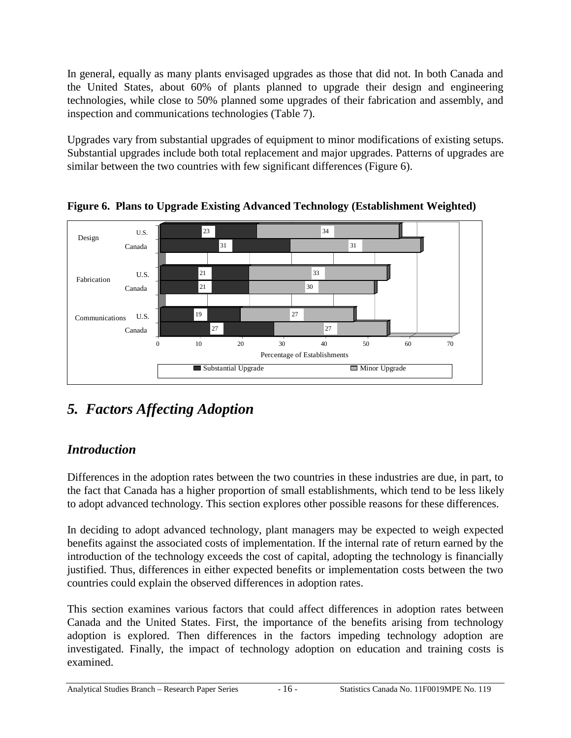In general, equally as many plants envisaged upgrades as those that did not. In both Canada and the United States, about 60% of plants planned to upgrade their design and engineering technologies, while close to 50% planned some upgrades of their fabrication and assembly, and inspection and communications technologies (Table 7).

Upgrades vary from substantial upgrades of equipment to minor modifications of existing setups. Substantial upgrades include both total replacement and major upgrades. Patterns of upgrades are similar between the two countries with few significant differences (Figure 6).

**Figure 6. Plans to Upgrade Existing Advanced Technology (Establishment Weighted)**

| | | Substantial Upgrade | Minor Upgrade |
|---|---|---|---|
| Design | U.S. | 23 | 34 |
| | Canada | 31 | 31 |
| Fabrication | U.S. | 21 | 33 |
| | Canada | 21 | 30 |
| Communications | U.S. | 19 | 27 |
| | Canada | 27 | 27 |

Percentage of Establishments

# *5. Factors Affecting Adoption*

## *Introduction*

Differences in the adoption rates between the two countries in these industries are due, in part, to the fact that Canada has a higher proportion of small establishments, which tend to be less likely to adopt advanced technology. This section explores other possible reasons for these differences.

In deciding to adopt advanced technology, plant managers may be expected to weigh expected benefits against the associated costs of implementation. If the internal rate of return earned by the introduction of the technology exceeds the cost of capital, adopting the technology is financially justified. Thus, differences in either expected benefits or implementation costs between the two countries could explain the observed differences in adoption rates.

This section examines various factors that could affect differences in adoption rates between Canada and the United States. First, the importance of the benefits arising from technology adoption is explored. Then differences in the factors impeding technology adoption are investigated. Finally, the impact of technology adoption on education and training costs is examined.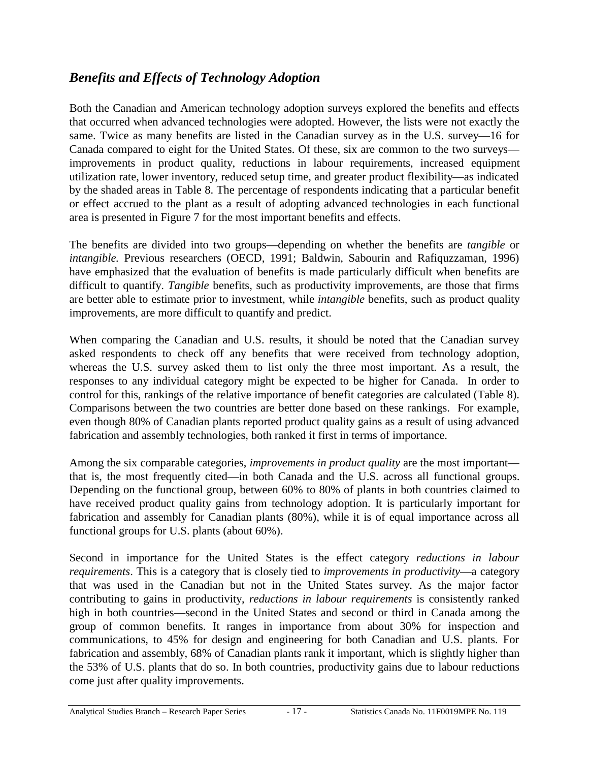## *Benefits and Effects of Technology Adoption*

Both the Canadian and American technology adoption surveys explored the benefits and effects that occurred when advanced technologies were adopted. However, the lists were not exactly the same. Twice as many benefits are listed in the Canadian survey as in the U.S. survey—16 for Canada compared to eight for the United States. Of these, six are common to the two surveys—improvements in product quality, reductions in labour requirements, increased equipment utilization rate, lower inventory, reduced setup time, and greater product flexibility—as indicated by the shaded areas in Table 8. The percentage of respondents indicating that a particular benefit or effect accrued to the plant as a result of adopting advanced technologies in each functional area is presented in Figure 7 for the most important benefits and effects.

The benefits are divided into two groups—depending on whether the benefits are *tangible* or *intangible.* Previous researchers (OECD, 1991; Baldwin, Sabourin and Rafiquzzaman, 1996) have emphasized that the evaluation of benefits is made particularly difficult when benefits are difficult to quantify. *Tangible* benefits, such as productivity improvements, are those that firms are better able to estimate prior to investment, while *intangible* benefits, such as product quality improvements, are more difficult to quantify and predict.

When comparing the Canadian and U.S. results, it should be noted that the Canadian survey asked respondents to check off any benefits that were received from technology adoption, whereas the U.S. survey asked them to list only the three most important. As a result, the responses to any individual category might be expected to be higher for Canada. In order to control for this, rankings of the relative importance of benefit categories are calculated (Table 8). Comparisons between the two countries are better done based on these rankings. For example, even though 80% of Canadian plants reported product quality gains as a result of using advanced fabrication and assembly technologies, both ranked it first in terms of importance.

Among the six comparable categories, *improvements in product quality* are the most important—that is, the most frequently cited—in both Canada and the U.S. across all functional groups. Depending on the functional group, between 60% to 80% of plants in both countries claimed to have received product quality gains from technology adoption. It is particularly important for fabrication and assembly for Canadian plants (80%), while it is of equal importance across all functional groups for U.S. plants (about 60%).

Second in importance for the United States is the effect category *reductions in labour requirements*. This is a category that is closely tied to *improvements in productivity*—a category that was used in the Canadian but not in the United States survey. As the major factor contributing to gains in productivity, *reductions in labour requirements* is consistently ranked high in both countries—second in the United States and second or third in Canada among the group of common benefits. It ranges in importance from about 30% for inspection and communications, to 45% for design and engineering for both Canadian and U.S. plants. For fabrication and assembly, 68% of Canadian plants rank it important, which is slightly higher than the 53% of U.S. plants that do so. In both countries, productivity gains due to labour reductions come just after quality improvements.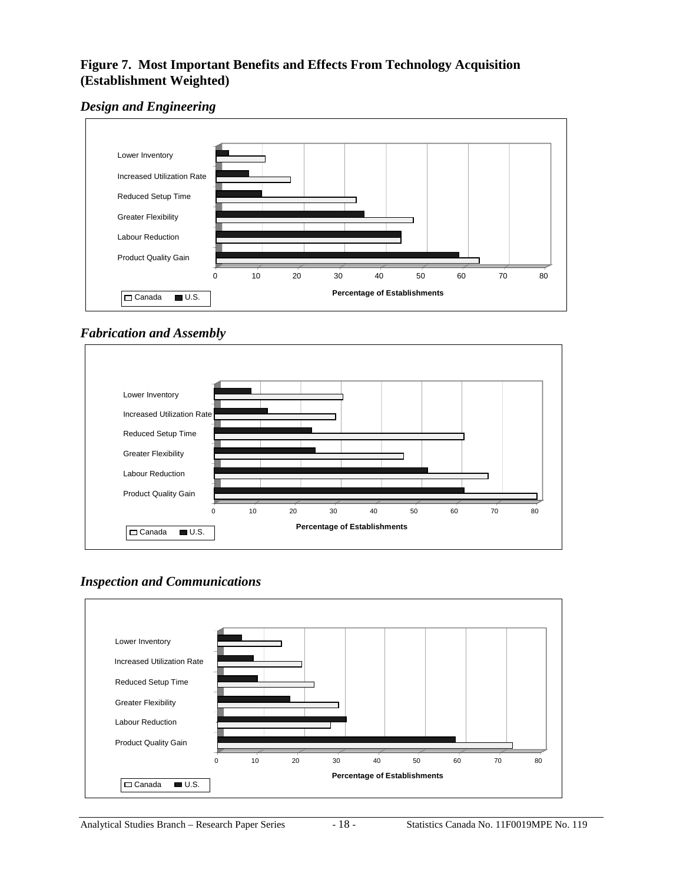**Figure 7. Most Important Benefits and Effects From Technology Acquisition (Establishment Weighted)**

*Design and Engineering*

Lower Inventory
Increased Utilization Rate
Reduced Setup Time
Greater Flexibility
Labour Reduction
Product Quality Gain

0 10 20 30 40 50 60 70 80

Percentage of Establishments

Canada U.S.

*Fabrication and Assembly*

Lower Inventory
Increased Utilization Rate
Reduced Setup Time
Greater Flexibility
Labour Reduction
Product Quality Gain

0 10 20 30 40 50 60 70 80

Percentage of Establishments

Canada U.S.

*Inspection and Communications*

Lower Inventory
Increased Utilization Rate
Reduced Setup Time
Greater Flexibility
Labour Reduction
Product Quality Gain

0 10 20 30 40 50 60 70 80

Percentage of Establishments

Canada U.S.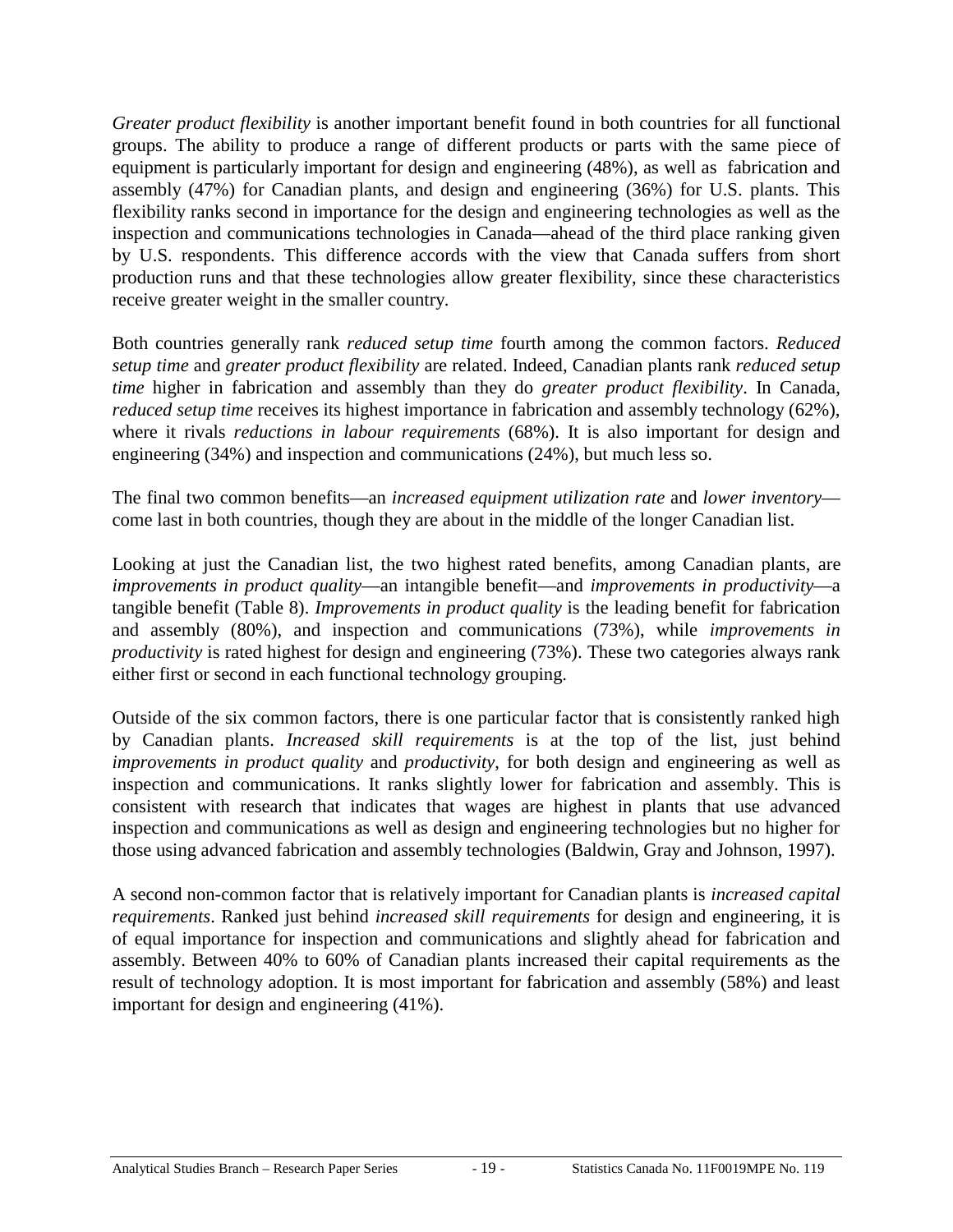*Greater product flexibility* is another important benefit found in both countries for all functional groups. The ability to produce a range of different products or parts with the same piece of equipment is particularly important for design and engineering (48%), as well as fabrication and assembly (47%) for Canadian plants, and design and engineering (36%) for U.S. plants. This flexibility ranks second in importance for the design and engineering technologies as well as the inspection and communications technologies in Canada—ahead of the third place ranking given by U.S. respondents. This difference accords with the view that Canada suffers from short production runs and that these technologies allow greater flexibility, since these characteristics receive greater weight in the smaller country.

Both countries generally rank *reduced setup time* fourth among the common factors. *Reduced setup time* and *greater product flexibility* are related. Indeed, Canadian plants rank *reduced setup time* higher in fabrication and assembly than they do *greater product flexibility*. In Canada, *reduced setup time* receives its highest importance in fabrication and assembly technology (62%), where it rivals *reductions in labour requirements* (68%). It is also important for design and engineering (34%) and inspection and communications (24%), but much less so.

The final two common benefits—an *increased equipment utilization rate* and *lower inventory*—come last in both countries, though they are about in the middle of the longer Canadian list.

Looking at just the Canadian list, the two highest rated benefits, among Canadian plants, are *improvements in product quality*—an intangible benefit—and *improvements in productivity*—a tangible benefit (Table 8). *Improvements in product quality* is the leading benefit for fabrication and assembly (80%), and inspection and communications (73%), while *improvements in productivity* is rated highest for design and engineering (73%). These two categories always rank either first or second in each functional technology grouping.

Outside of the six common factors, there is one particular factor that is consistently ranked high by Canadian plants. *Increased skill requirements* is at the top of the list, just behind *improvements in product quality* and *productivity*, for both design and engineering as well as inspection and communications. It ranks slightly lower for fabrication and assembly. This is consistent with research that indicates that wages are highest in plants that use advanced inspection and communications as well as design and engineering technologies but no higher for those using advanced fabrication and assembly technologies (Baldwin, Gray and Johnson, 1997).

A second non-common factor that is relatively important for Canadian plants is *increased capital requirements*. Ranked just behind *increased skill requirements* for design and engineering, it is of equal importance for inspection and communications and slightly ahead for fabrication and assembly. Between 40% to 60% of Canadian plants increased their capital requirements as the result of technology adoption. It is most important for fabrication and assembly (58%) and least important for design and engineering (41%).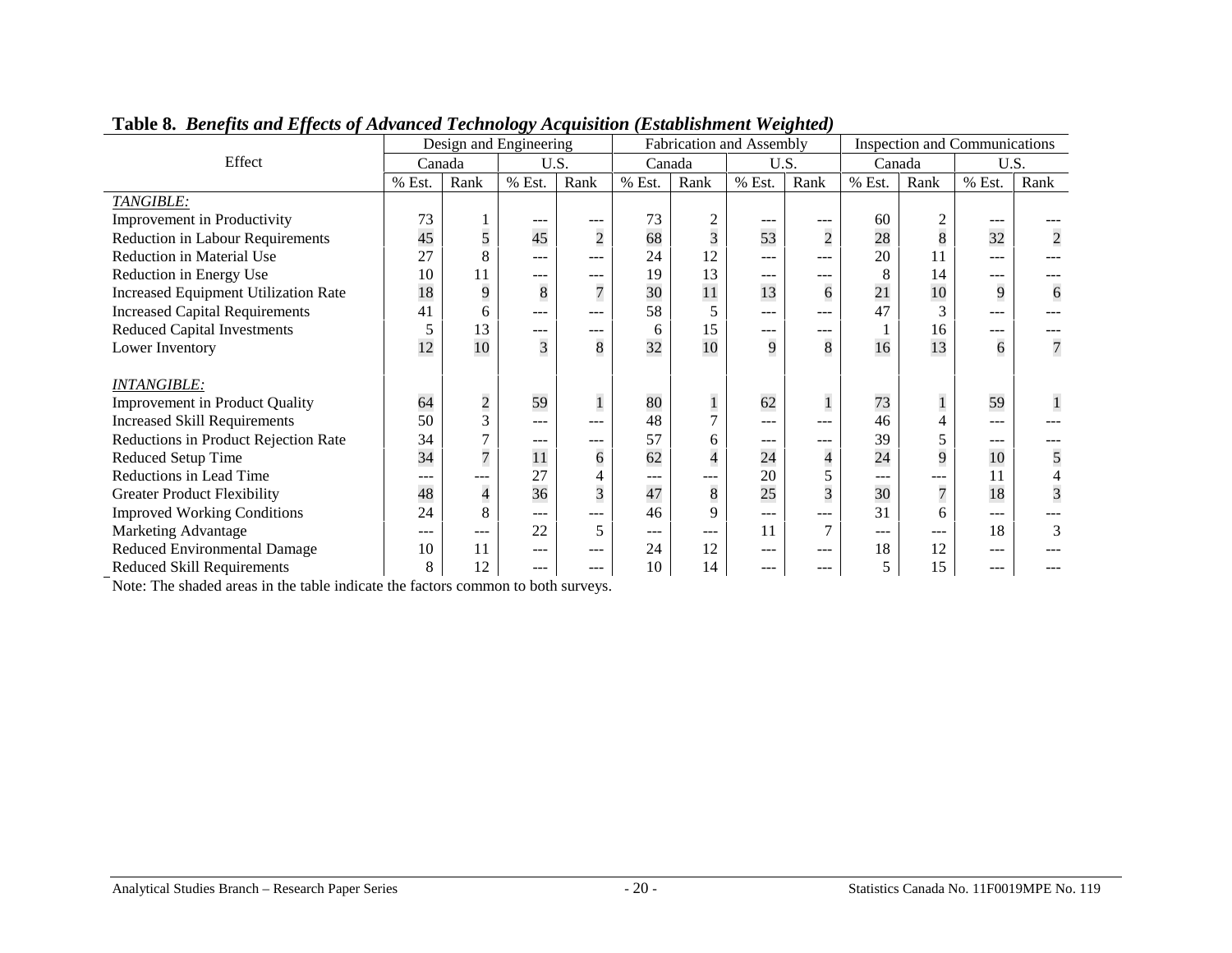**Table 8. *Benefits and Effects of Advanced Technology Acquisition (Establishment Weighted)***

| Effect | Design and Engineering | | | | Fabrication and Assembly | | | | Inspection and Communications | | | |
|---|---|---|---|---|---|---|---|---|---|---|---|---|
| | Canada | | U.S. | | Canada | | U.S. | | Canada | | U.S. | |
| | % Est. | Rank | % Est. | Rank | % Est. | Rank | % Est. | Rank | % Est. | Rank | % Est. | Rank |
| *TANGIBLE:* | | | | | | | | | | | | |
| Improvement in Productivity | 73 | 1 | --- | --- | 73 | 2 | --- | --- | 60 | 2 | --- | --- |
| Reduction in Labour Requirements | 45 | 5 | 45 | 2 | 68 | 3 | 53 | 2 | 28 | 8 | 32 | 2 |
| Reduction in Material Use | 27 | 8 | --- | --- | 24 | 12 | --- | --- | 20 | 11 | --- | --- |
| Reduction in Energy Use | 10 | 11 | --- | --- | 19 | 13 | --- | --- | 8 | 14 | --- | --- |
| Increased Equipment Utilization Rate | 18 | 9 | 8 | 7 | 30 | 11 | 13 | 6 | 21 | 10 | 9 | 6 |
| Increased Capital Requirements | 41 | 6 | --- | --- | 58 | 5 | --- | --- | 47 | 3 | --- | --- |
| Reduced Capital Investments | 5 | 13 | --- | --- | 6 | 15 | --- | --- | 1 | 16 | --- | --- |
| Lower Inventory | 12 | 10 | 3 | 8 | 32 | 10 | 9 | 8 | 16 | 13 | 6 | 7 |
| *INTANGIBLE:* | | | | | | | | | | | | |
| Improvement in Product Quality | 64 | 2 | 59 | 1 | 80 | 1 | 62 | 1 | 73 | 1 | 59 | 1 |
| Increased Skill Requirements | 50 | 3 | --- | --- | 48 | 7 | --- | --- | 46 | 4 | --- | --- |
| Reductions in Product Rejection Rate | 34 | 7 | --- | --- | 57 | 6 | --- | --- | 39 | 5 | --- | --- |
| Reduced Setup Time | 34 | 7 | 11 | 6 | 62 | 4 | 24 | 4 | 24 | 9 | 10 | 5 |
| Reductions in Lead Time | --- | --- | 27 | 4 | --- | --- | 20 | 5 | --- | --- | 11 | 4 |
| Greater Product Flexibility | 48 | 4 | 36 | 3 | 47 | 8 | 25 | 3 | 30 | 7 | 18 | 3 |
| Improved Working Conditions | 24 | 8 | --- | --- | 46 | 9 | --- | --- | 31 | 6 | --- | --- |
| Marketing Advantage | --- | --- | 22 | 5 | --- | --- | 11 | 7 | --- | --- | 18 | 3 |
| Reduced Environmental Damage | 10 | 11 | --- | --- | 24 | 12 | --- | --- | 18 | 12 | --- | --- |
| Reduced Skill Requirements | 8 | 12 | --- | --- | 10 | 14 | --- | --- | 5 | 15 | --- | --- |

Note: The shaded areas in the table indicate the factors common to both surveys.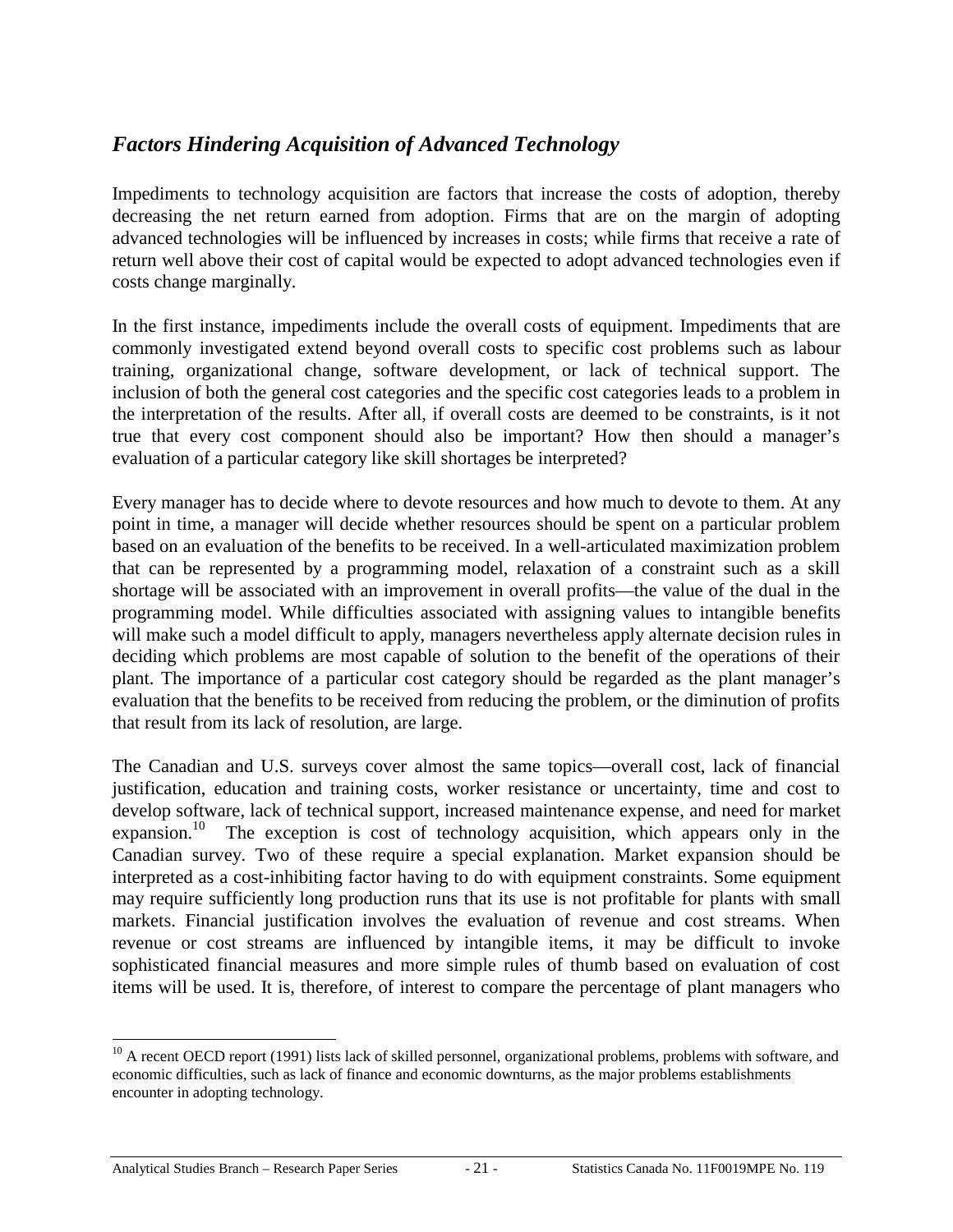## *Factors Hindering Acquisition of Advanced Technology*

Impediments to technology acquisition are factors that increase the costs of adoption, thereby decreasing the net return earned from adoption. Firms that are on the margin of adopting advanced technologies will be influenced by increases in costs; while firms that receive a rate of return well above their cost of capital would be expected to adopt advanced technologies even if costs change marginally.

In the first instance, impediments include the overall costs of equipment. Impediments that are commonly investigated extend beyond overall costs to specific cost problems such as labour training, organizational change, software development, or lack of technical support. The inclusion of both the general cost categories and the specific cost categories leads to a problem in the interpretation of the results. After all, if overall costs are deemed to be constraints, is it not true that every cost component should also be important? How then should a manager's evaluation of a particular category like skill shortages be interpreted?

Every manager has to decide where to devote resources and how much to devote to them. At any point in time, a manager will decide whether resources should be spent on a particular problem based on an evaluation of the benefits to be received. In a well-articulated maximization problem that can be represented by a programming model, relaxation of a constraint such as a skill shortage will be associated with an improvement in overall profits—the value of the dual in the programming model. While difficulties associated with assigning values to intangible benefits will make such a model difficult to apply, managers nevertheless apply alternate decision rules in deciding which problems are most capable of solution to the benefit of the operations of their plant. The importance of a particular cost category should be regarded as the plant manager's evaluation that the benefits to be received from reducing the problem, or the diminution of profits that result from its lack of resolution, are large.

The Canadian and U.S. surveys cover almost the same topics—overall cost, lack of financial justification, education and training costs, worker resistance or uncertainty, time and cost to develop software, lack of technical support, increased maintenance expense, and need for market expansion.[10] The exception is cost of technology acquisition, which appears only in the Canadian survey. Two of these require a special explanation. Market expansion should be interpreted as a cost-inhibiting factor having to do with equipment constraints. Some equipment may require sufficiently long production runs that its use is not profitable for plants with small markets. Financial justification involves the evaluation of revenue and cost streams. When revenue or cost streams are influenced by intangible items, it may be difficult to invoke sophisticated financial measures and more simple rules of thumb based on evaluation of cost items will be used. It is, therefore, of interest to compare the percentage of plant managers who

[10] A recent OECD report (1991) lists lack of skilled personnel, organizational problems, problems with software, and economic difficulties, such as lack of finance and economic downturns, as the major problems establishments encounter in adopting technology.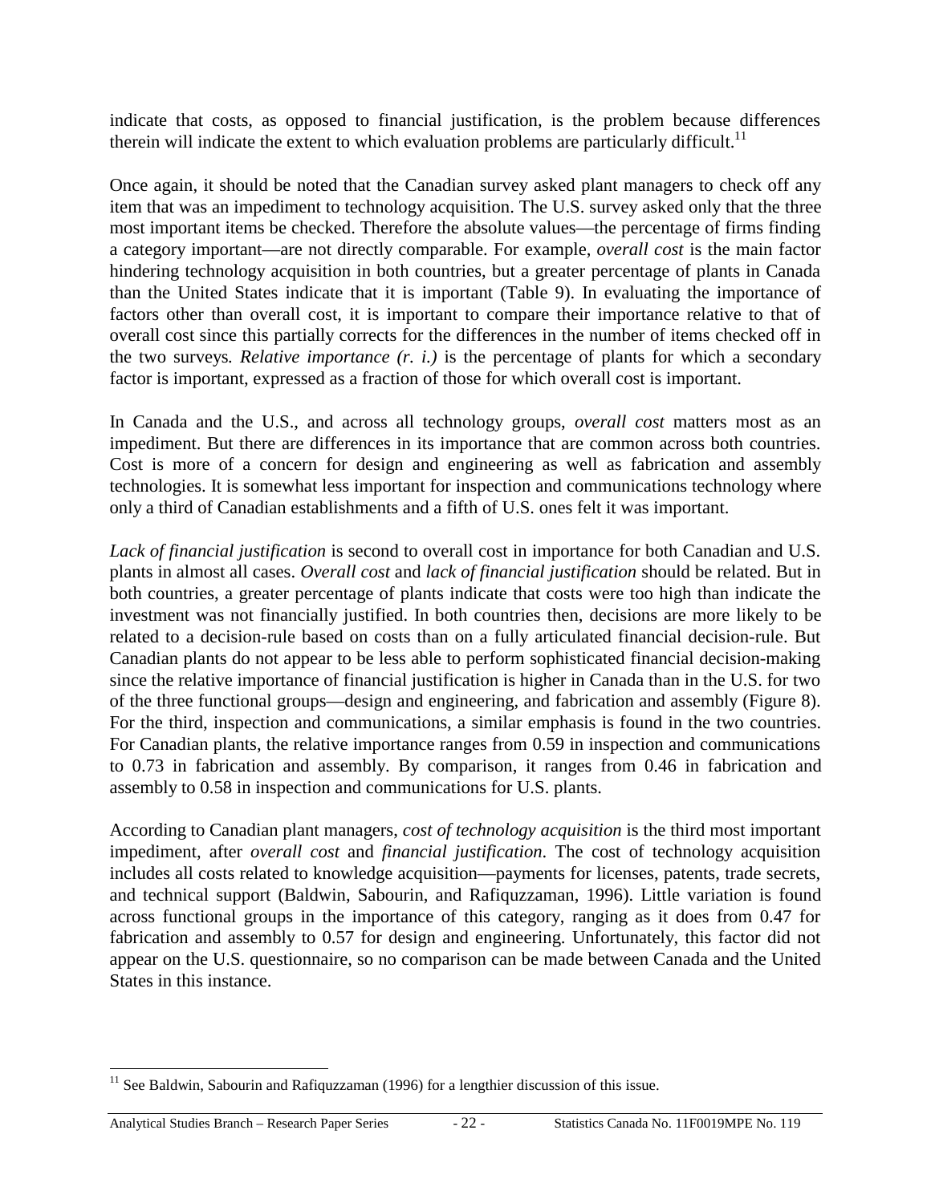indicate that costs, as opposed to financial justification, is the problem because differences therein will indicate the extent to which evaluation problems are particularly difficult.[11]

Once again, it should be noted that the Canadian survey asked plant managers to check off any item that was an impediment to technology acquisition. The U.S. survey asked only that the three most important items be checked. Therefore the absolute values—the percentage of firms finding a category important—are not directly comparable. For example, *overall cost* is the main factor hindering technology acquisition in both countries, but a greater percentage of plants in Canada than the United States indicate that it is important (Table 9). In evaluating the importance of factors other than overall cost, it is important to compare their importance relative to that of overall cost since this partially corrects for the differences in the number of items checked off in the two surveys. *Relative importance (r. i.)* is the percentage of plants for which a secondary factor is important, expressed as a fraction of those for which overall cost is important.

In Canada and the U.S., and across all technology groups, *overall cost* matters most as an impediment. But there are differences in its importance that are common across both countries. Cost is more of a concern for design and engineering as well as fabrication and assembly technologies. It is somewhat less important for inspection and communications technology where only a third of Canadian establishments and a fifth of U.S. ones felt it was important.

*Lack of financial justification* is second to overall cost in importance for both Canadian and U.S. plants in almost all cases. *Overall cost* and *lack of financial justification* should be related. But in both countries, a greater percentage of plants indicate that costs were too high than indicate the investment was not financially justified. In both countries then, decisions are more likely to be related to a decision-rule based on costs than on a fully articulated financial decision-rule. But Canadian plants do not appear to be less able to perform sophisticated financial decision-making since the relative importance of financial justification is higher in Canada than in the U.S. for two of the three functional groups—design and engineering, and fabrication and assembly (Figure 8). For the third, inspection and communications, a similar emphasis is found in the two countries. For Canadian plants, the relative importance ranges from 0.59 in inspection and communications to 0.73 in fabrication and assembly. By comparison, it ranges from 0.46 in fabrication and assembly to 0.58 in inspection and communications for U.S. plants.

According to Canadian plant managers, *cost of technology acquisition* is the third most important impediment, after *overall cost* and *financial justification*. The cost of technology acquisition includes all costs related to knowledge acquisition—payments for licenses, patents, trade secrets, and technical support (Baldwin, Sabourin, and Rafiquzzaman, 1996). Little variation is found across functional groups in the importance of this category, ranging as it does from 0.47 for fabrication and assembly to 0.57 for design and engineering. Unfortunately, this factor did not appear on the U.S. questionnaire, so no comparison can be made between Canada and the United States in this instance.

[11] See Baldwin, Sabourin and Rafiquzzaman (1996) for a lengthier discussion of this issue.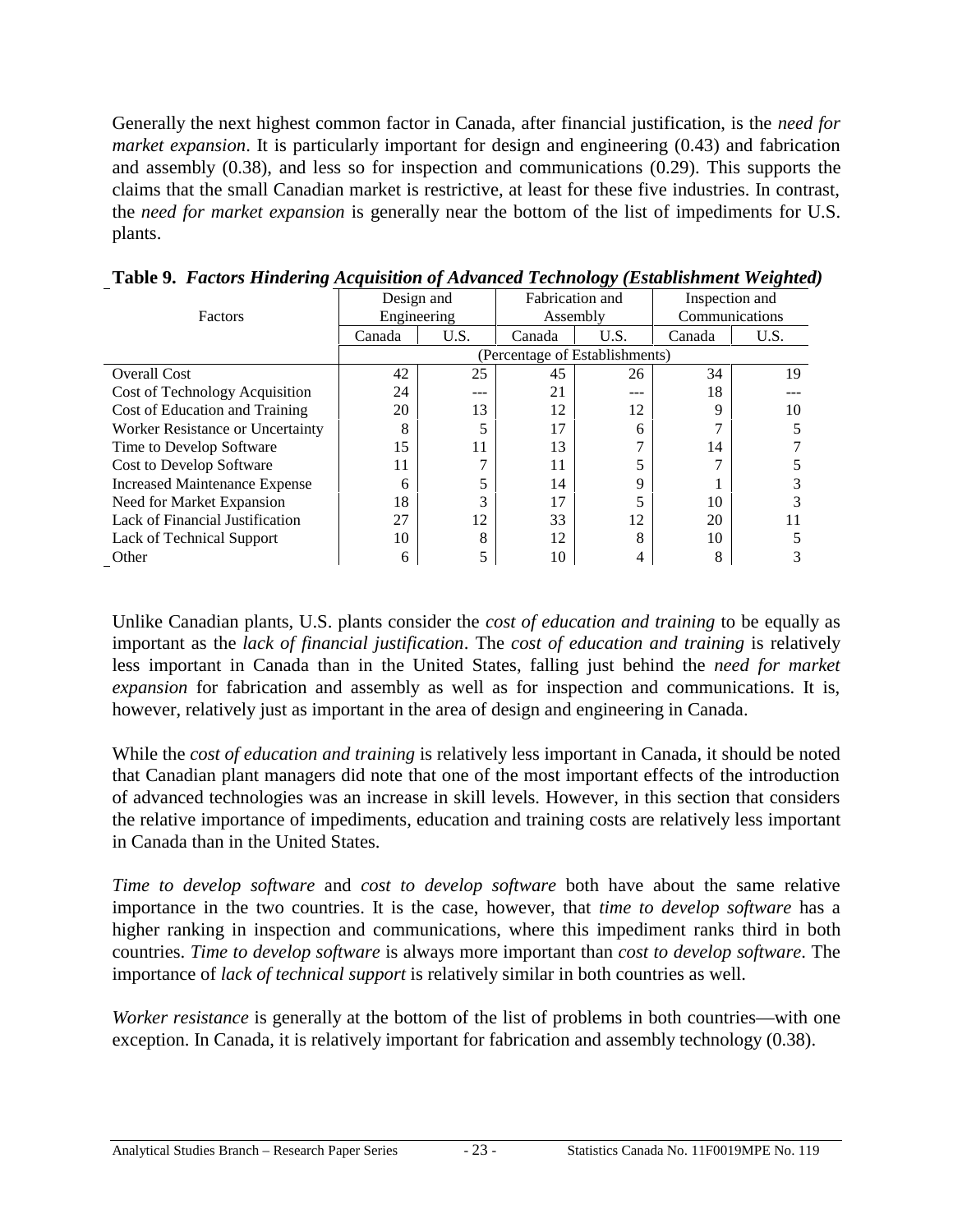Generally the next highest common factor in Canada, after financial justification, is the *need for market expansion*. It is particularly important for design and engineering (0.43) and fabrication and assembly (0.38), and less so for inspection and communications (0.29). This supports the claims that the small Canadian market is restrictive, at least for these five industries. In contrast, the *need for market expansion* is generally near the bottom of the list of impediments for U.S. plants.

**Table 9.** ***Factors Hindering Acquisition of Advanced Technology (Establishment Weighted)***

| Factors | Design and Engineering | | Fabrication and Assembly | | Inspection and Communications | |
|---|---|---|---|---|---|---|
| | Canada | U.S. | Canada | U.S. | Canada | U.S. |
| | (Percentage of Establishments) | | | | | |
| Overall Cost | 42 | 25 | 45 | 26 | 34 | 19 |
| Cost of Technology Acquisition | 24 | --- | 21 | --- | 18 | --- |
| Cost of Education and Training | 20 | 13 | 12 | 12 | 9 | 10 |
| Worker Resistance or Uncertainty | 8 | 5 | 17 | 6 | 7 | 5 |
| Time to Develop Software | 15 | 11 | 13 | 7 | 14 | 7 |
| Cost to Develop Software | 11 | 7 | 11 | 5 | 7 | 5 |
| Increased Maintenance Expense | 6 | 5 | 14 | 9 | 1 | 3 |
| Need for Market Expansion | 18 | 3 | 17 | 5 | 10 | 3 |
| Lack of Financial Justification | 27 | 12 | 33 | 12 | 20 | 11 |
| Lack of Technical Support | 10 | 8 | 12 | 8 | 10 | 5 |
| Other | 6 | 5 | 10 | 4 | 8 | 3 |

Unlike Canadian plants, U.S. plants consider the *cost of education and training* to be equally as important as the *lack of financial justification*. The *cost of education and training* is relatively less important in Canada than in the United States, falling just behind the *need for market expansion* for fabrication and assembly as well as for inspection and communications. It is, however, relatively just as important in the area of design and engineering in Canada.

While the *cost of education and training* is relatively less important in Canada, it should be noted that Canadian plant managers did note that one of the most important effects of the introduction of advanced technologies was an increase in skill levels. However, in this section that considers the relative importance of impediments, education and training costs are relatively less important in Canada than in the United States.

*Time to develop software* and *cost to develop software* both have about the same relative importance in the two countries. It is the case, however, that *time to develop software* has a higher ranking in inspection and communications, where this impediment ranks third in both countries. *Time to develop software* is always more important than *cost to develop software*. The importance of *lack of technical support* is relatively similar in both countries as well.

*Worker resistance* is generally at the bottom of the list of problems in both countries—with one exception. In Canada, it is relatively important for fabrication and assembly technology (0.38).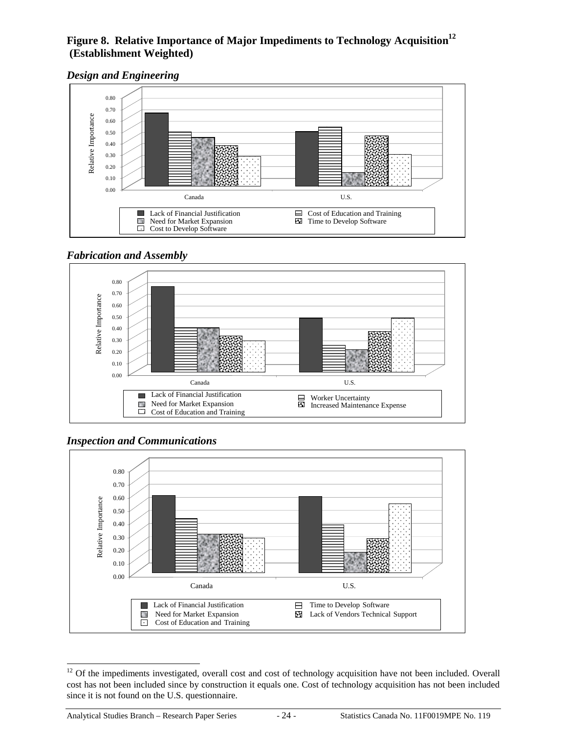**Figure 8. Relative Importance of Major Impediments to Technology Acquisition[12] (Establishment Weighted)**

*Design and Engineering*

Relative Importance

0.00 0.10 0.20 0.30 0.40 0.50 0.60 0.70 0.80

Canada U.S.

- Lack of Financial Justification
- Cost of Education and Training
- Need for Market Expansion
- Time to Develop Software
- Cost to Develop Software

*Fabrication and Assembly*

Relative Importance

0.00 0.10 0.20 0.30 0.40 0.50 0.60 0.70 0.80

Canada U.S.

- Lack of Financial Justification
- Worker Uncertainty
- Need for Market Expansion
- Increased Maintenance Expense
- Cost of Education and Training

*Inspection and Communications*

Relative Importance

0.00 0.10 0.20 0.30 0.40 0.50 0.60 0.70 0.80

Canada U.S.

- Lack of Financial Justification
- Time to Develop Software
- Need for Market Expansion
- Lack of Vendors Technical Support
- Cost of Education and Training

[12] Of the impediments investigated, overall cost and cost of technology acquisition have not been included. Overall cost has not been included since by construction it equals one. Cost of technology acquisition has not been included since it is not found on the U.S. questionnaire.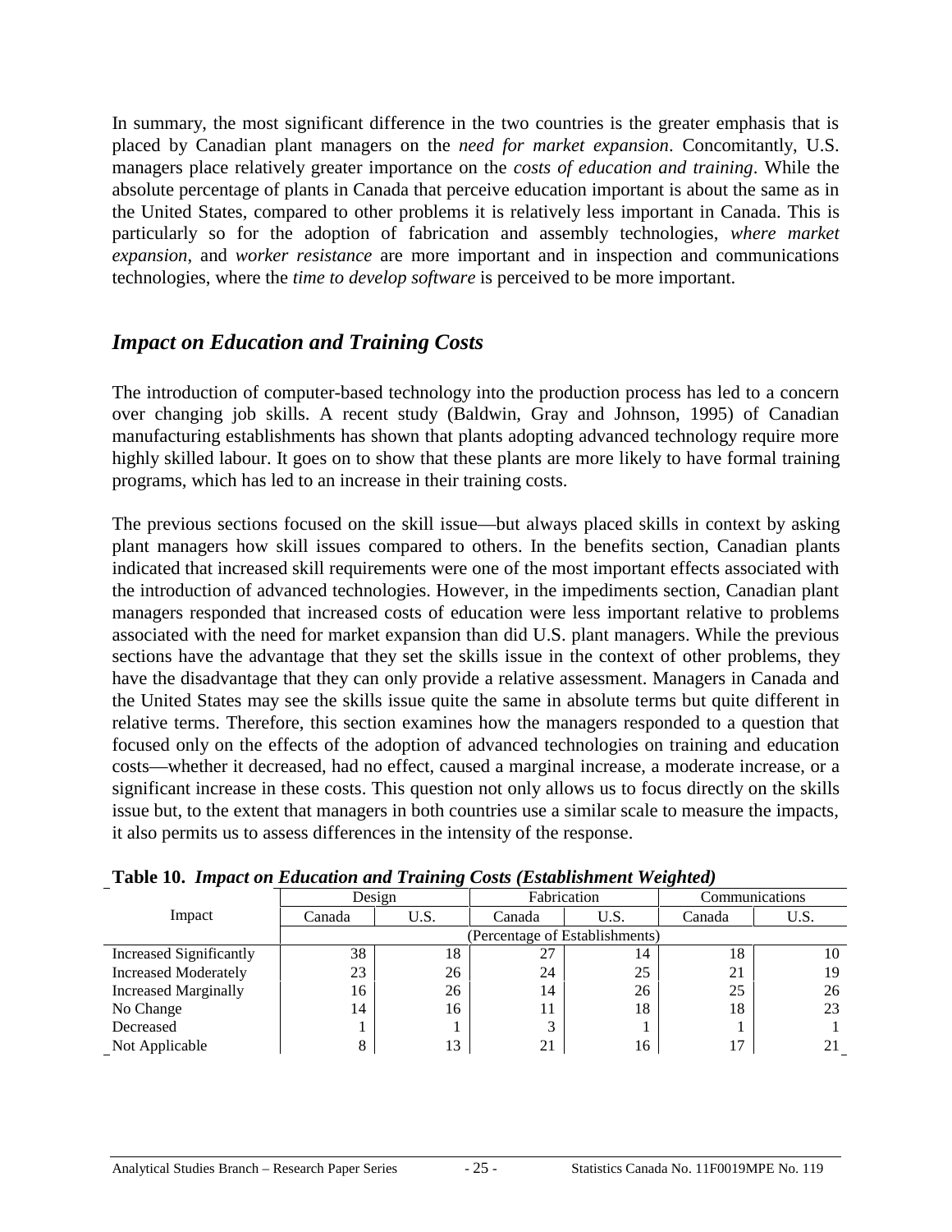In summary, the most significant difference in the two countries is the greater emphasis that is placed by Canadian plant managers on the *need for market expansion*. Concomitantly, U.S. managers place relatively greater importance on the *costs of education and training*. While the absolute percentage of plants in Canada that perceive education important is about the same as in the United States, compared to other problems it is relatively less important in Canada. This is particularly so for the adoption of fabrication and assembly technologies, *where market expansion*, and *worker resistance* are more important and in inspection and communications technologies, where the *time to develop software* is perceived to be more important.

## *Impact on Education and Training Costs*

The introduction of computer-based technology into the production process has led to a concern over changing job skills. A recent study (Baldwin, Gray and Johnson, 1995) of Canadian manufacturing establishments has shown that plants adopting advanced technology require more highly skilled labour. It goes on to show that these plants are more likely to have formal training programs, which has led to an increase in their training costs.

The previous sections focused on the skill issue—but always placed skills in context by asking plant managers how skill issues compared to others. In the benefits section, Canadian plants indicated that increased skill requirements were one of the most important effects associated with the introduction of advanced technologies. However, in the impediments section, Canadian plant managers responded that increased costs of education were less important relative to problems associated with the need for market expansion than did U.S. plant managers. While the previous sections have the advantage that they set the skills issue in the context of other problems, they have the disadvantage that they can only provide a relative assessment. Managers in Canada and the United States may see the skills issue quite the same in absolute terms but quite different in relative terms. Therefore, this section examines how the managers responded to a question that focused only on the effects of the adoption of advanced technologies on training and education costs—whether it decreased, had no effect, caused a marginal increase, a moderate increase, or a significant increase in these costs. This question not only allows us to focus directly on the skills issue but, to the extent that managers in both countries use a similar scale to measure the impacts, it also permits us to assess differences in the intensity of the response.

**Table 10.** ***Impact on Education and Training Costs (Establishment Weighted)***

| Impact | Design | | Fabrication | | Communications | |
|---|---|---|---|---|---|---|
| | Canada | U.S. | Canada | U.S. | Canada | U.S. |
| | (Percentage of Establishments) | | | | | |
| Increased Significantly | 38 | 18 | 27 | 14 | 18 | 10 |
| Increased Moderately | 23 | 26 | 24 | 25 | 21 | 19 |
| Increased Marginally | 16 | 26 | 14 | 26 | 25 | 26 |
| No Change | 14 | 16 | 11 | 18 | 18 | 23 |
| Decreased | 1 | 1 | 3 | 1 | 1 | 1 |
| Not Applicable | 8 | 13 | 21 | 16 | 17 | 21 |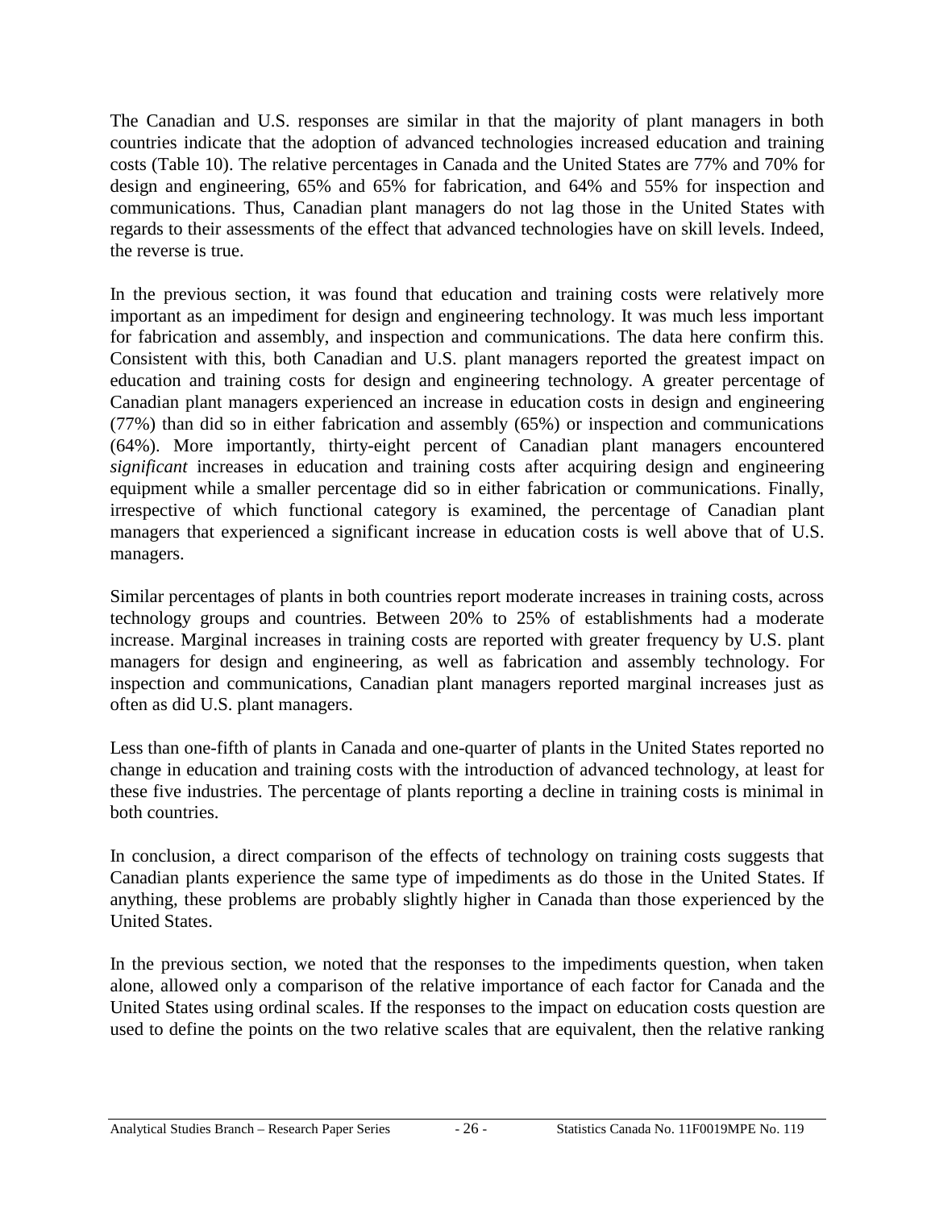The Canadian and U.S. responses are similar in that the majority of plant managers in both countries indicate that the adoption of advanced technologies increased education and training costs (Table 10). The relative percentages in Canada and the United States are 77% and 70% for design and engineering, 65% and 65% for fabrication, and 64% and 55% for inspection and communications. Thus, Canadian plant managers do not lag those in the United States with regards to their assessments of the effect that advanced technologies have on skill levels. Indeed, the reverse is true.

In the previous section, it was found that education and training costs were relatively more important as an impediment for design and engineering technology. It was much less important for fabrication and assembly, and inspection and communications. The data here confirm this. Consistent with this, both Canadian and U.S. plant managers reported the greatest impact on education and training costs for design and engineering technology. A greater percentage of Canadian plant managers experienced an increase in education costs in design and engineering (77%) than did so in either fabrication and assembly (65%) or inspection and communications (64%). More importantly, thirty-eight percent of Canadian plant managers encountered *significant* increases in education and training costs after acquiring design and engineering equipment while a smaller percentage did so in either fabrication or communications. Finally, irrespective of which functional category is examined, the percentage of Canadian plant managers that experienced a significant increase in education costs is well above that of U.S. managers.

Similar percentages of plants in both countries report moderate increases in training costs, across technology groups and countries. Between 20% to 25% of establishments had a moderate increase. Marginal increases in training costs are reported with greater frequency by U.S. plant managers for design and engineering, as well as fabrication and assembly technology. For inspection and communications, Canadian plant managers reported marginal increases just as often as did U.S. plant managers.

Less than one-fifth of plants in Canada and one-quarter of plants in the United States reported no change in education and training costs with the introduction of advanced technology, at least for these five industries. The percentage of plants reporting a decline in training costs is minimal in both countries.

In conclusion, a direct comparison of the effects of technology on training costs suggests that Canadian plants experience the same type of impediments as do those in the United States. If anything, these problems are probably slightly higher in Canada than those experienced by the United States.

In the previous section, we noted that the responses to the impediments question, when taken alone, allowed only a comparison of the relative importance of each factor for Canada and the United States using ordinal scales. If the responses to the impact on education costs question are used to define the points on the two relative scales that are equivalent, then the relative ranking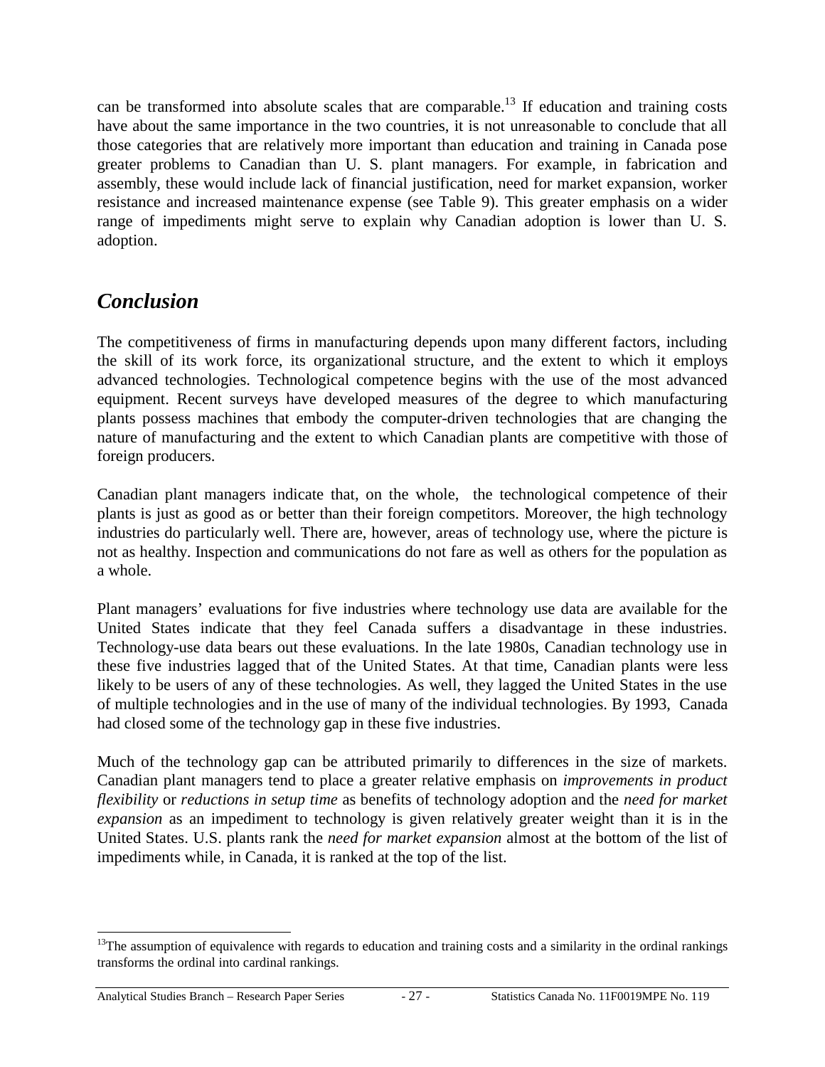can be transformed into absolute scales that are comparable.[13] If education and training costs have about the same importance in the two countries, it is not unreasonable to conclude that all those categories that are relatively more important than education and training in Canada pose greater problems to Canadian than U. S. plant managers. For example, in fabrication and assembly, these would include lack of financial justification, need for market expansion, worker resistance and increased maintenance expense (see Table 9). This greater emphasis on a wider range of impediments might serve to explain why Canadian adoption is lower than U. S. adoption.

## *Conclusion*

The competitiveness of firms in manufacturing depends upon many different factors, including the skill of its work force, its organizational structure, and the extent to which it employs advanced technologies. Technological competence begins with the use of the most advanced equipment. Recent surveys have developed measures of the degree to which manufacturing plants possess machines that embody the computer-driven technologies that are changing the nature of manufacturing and the extent to which Canadian plants are competitive with those of foreign producers.

Canadian plant managers indicate that, on the whole, the technological competence of their plants is just as good as or better than their foreign competitors. Moreover, the high technology industries do particularly well. There are, however, areas of technology use, where the picture is not as healthy. Inspection and communications do not fare as well as others for the population as a whole.

Plant managers' evaluations for five industries where technology use data are available for the United States indicate that they feel Canada suffers a disadvantage in these industries. Technology-use data bears out these evaluations. In the late 1980s, Canadian technology use in these five industries lagged that of the United States. At that time, Canadian plants were less likely to be users of any of these technologies. As well, they lagged the United States in the use of multiple technologies and in the use of many of the individual technologies. By 1993, Canada had closed some of the technology gap in these five industries.

Much of the technology gap can be attributed primarily to differences in the size of markets. Canadian plant managers tend to place a greater relative emphasis on *improvements in product flexibility* or *reductions in setup time* as benefits of technology adoption and the *need for market expansion* as an impediment to technology is given relatively greater weight than it is in the United States. U.S. plants rank the *need for market expansion* almost at the bottom of the list of impediments while, in Canada, it is ranked at the top of the list.

---

[13]The assumption of equivalence with regards to education and training costs and a similarity in the ordinal rankings transforms the ordinal into cardinal rankings.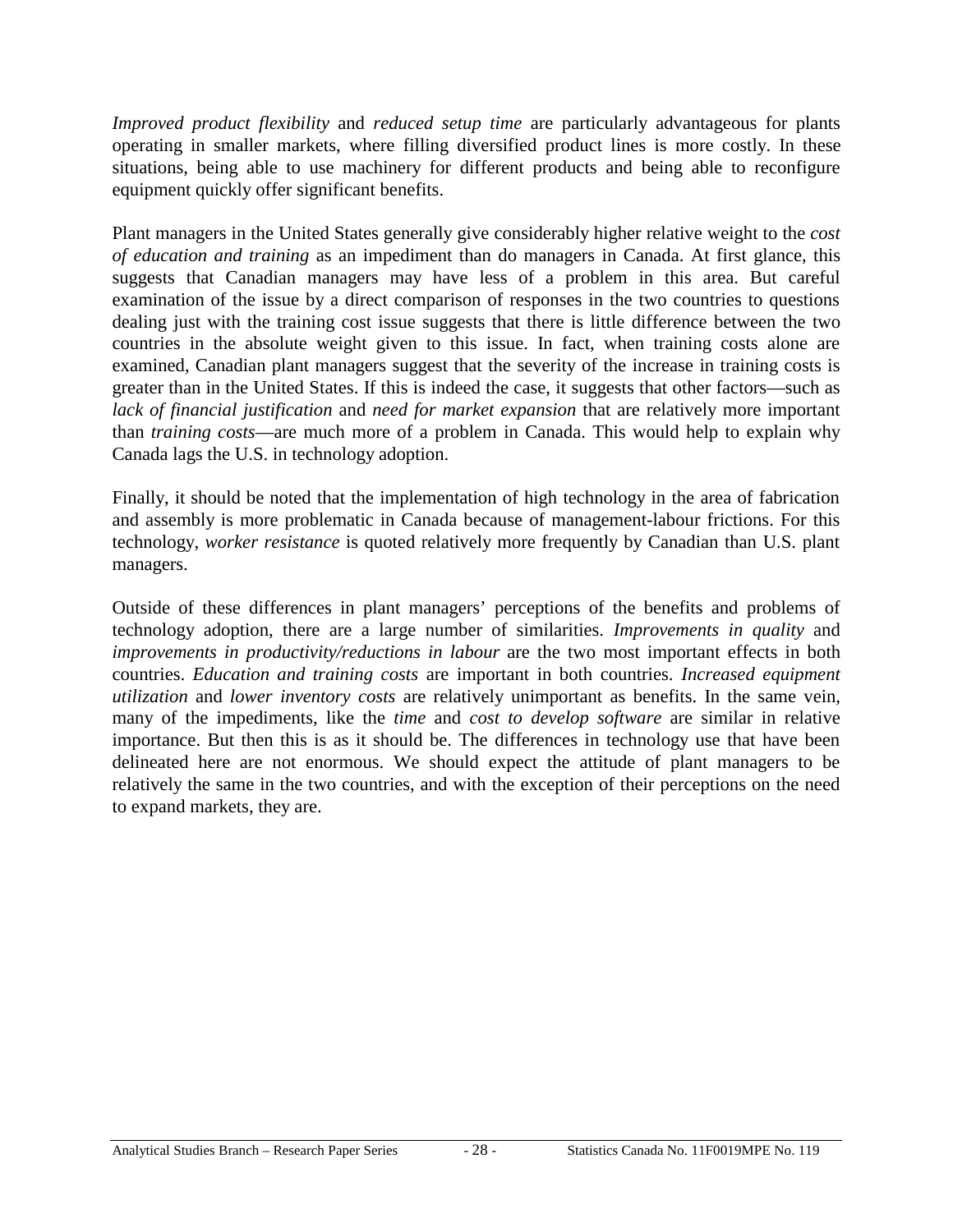*Improved product flexibility* and *reduced setup time* are particularly advantageous for plants operating in smaller markets, where filling diversified product lines is more costly. In these situations, being able to use machinery for different products and being able to reconfigure equipment quickly offer significant benefits.

Plant managers in the United States generally give considerably higher relative weight to the *cost of education and training* as an impediment than do managers in Canada. At first glance, this suggests that Canadian managers may have less of a problem in this area. But careful examination of the issue by a direct comparison of responses in the two countries to questions dealing just with the training cost issue suggests that there is little difference between the two countries in the absolute weight given to this issue. In fact, when training costs alone are examined, Canadian plant managers suggest that the severity of the increase in training costs is greater than in the United States. If this is indeed the case, it suggests that other factors—such as *lack of financial justification* and *need for market expansion* that are relatively more important than *training costs*—are much more of a problem in Canada. This would help to explain why Canada lags the U.S. in technology adoption.

Finally, it should be noted that the implementation of high technology in the area of fabrication and assembly is more problematic in Canada because of management-labour frictions. For this technology, *worker resistance* is quoted relatively more frequently by Canadian than U.S. plant managers.

Outside of these differences in plant managers' perceptions of the benefits and problems of technology adoption, there are a large number of similarities. *Improvements in quality* and *improvements in productivity/reductions in labour* are the two most important effects in both countries. *Education and training costs* are important in both countries. *Increased equipment utilization* and *lower inventory costs* are relatively unimportant as benefits. In the same vein, many of the impediments, like the *time* and *cost to develop software* are similar in relative importance. But then this is as it should be. The differences in technology use that have been delineated here are not enormous. We should expect the attitude of plant managers to be relatively the same in the two countries, and with the exception of their perceptions on the need to expand markets, they are.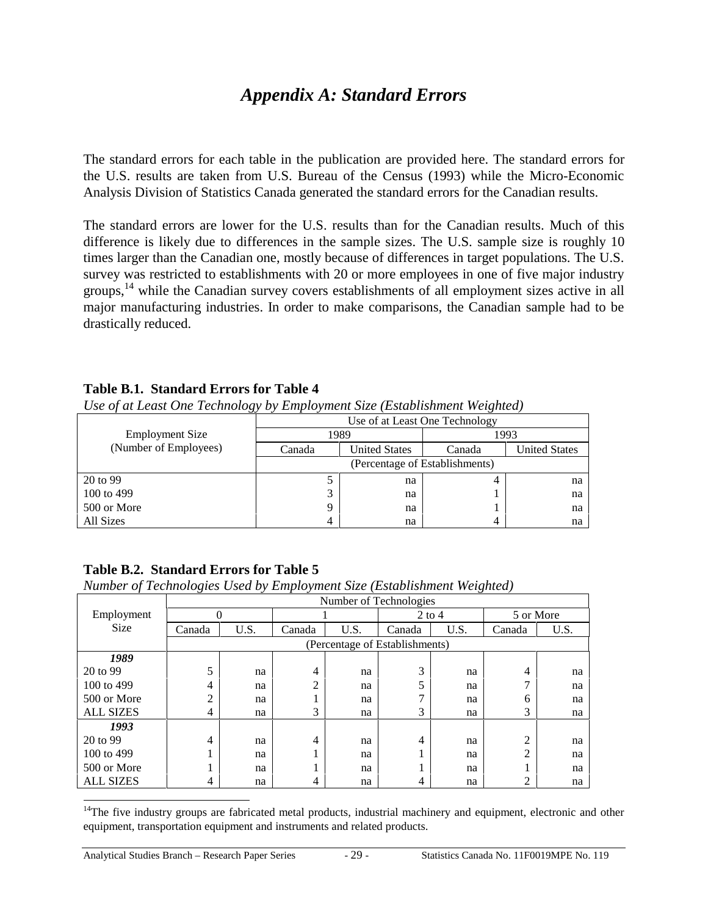# *Appendix A: Standard Errors*

The standard errors for each table in the publication are provided here. The standard errors for the U.S. results are taken from U.S. Bureau of the Census (1993) while the Micro-Economic Analysis Division of Statistics Canada generated the standard errors for the Canadian results.

The standard errors are lower for the U.S. results than for the Canadian results. Much of this difference is likely due to differences in the sample sizes. The U.S. sample size is roughly 10 times larger than the Canadian one, mostly because of differences in target populations. The U.S. survey was restricted to establishments with 20 or more employees in one of five major industry groups,[14] while the Canadian survey covers establishments of all employment sizes active in all major manufacturing industries. In order to make comparisons, the Canadian sample had to be drastically reduced.

**Table B.1. Standard Errors for Table 4**

*Use of at Least One Technology by Employment Size (Establishment Weighted)*

| Employment Size (Number of Employees) | Use of at Least One Technology | | | |
|---|---|---|---|---|
| | 1989 | | 1993 | |
| | Canada | United States | Canada | United States |
| | (Percentage of Establishments) | | | |
| 20 to 99 | 5 | na | 4 | na |
| 100 to 499 | 3 | na | 1 | na |
| 500 or More | 9 | na | 1 | na |
| All Sizes | 4 | na | 4 | na |

**Table B.2. Standard Errors for Table 5**

*Number of Technologies Used by Employment Size (Establishment Weighted)*

| Employment Size | Number of Technologies | | | | | | | |
|---|---|---|---|---|---|---|---|---|
| | 0 | | 1 | | 2 to 4 | | 5 or More | |
| | Canada | U.S. | Canada | U.S. | Canada | U.S. | Canada | U.S. |
| | (Percentage of Establishments) | | | | | | | |
| ***1989*** | | | | | | | | |
| 20 to 99 | 5 | na | 4 | na | 3 | na | 4 | na |
| 100 to 499 | 4 | na | 2 | na | 5 | na | 7 | na |
| 500 or More | 2 | na | 1 | na | 7 | na | 6 | na |
| ALL SIZES | 4 | na | 3 | na | 3 | na | 3 | na |
| ***1993*** | | | | | | | | |
| 20 to 99 | 4 | na | 4 | na | 4 | na | 2 | na |
| 100 to 499 | 1 | na | 1 | na | 1 | na | 2 | na |
| 500 or More | 1 | na | 1 | na | 1 | na | 1 | na |
| ALL SIZES | 4 | na | 4 | na | 4 | na | 2 | na |

[14]The five industry groups are fabricated metal products, industrial machinery and equipment, electronic and other equipment, transportation equipment and instruments and related products.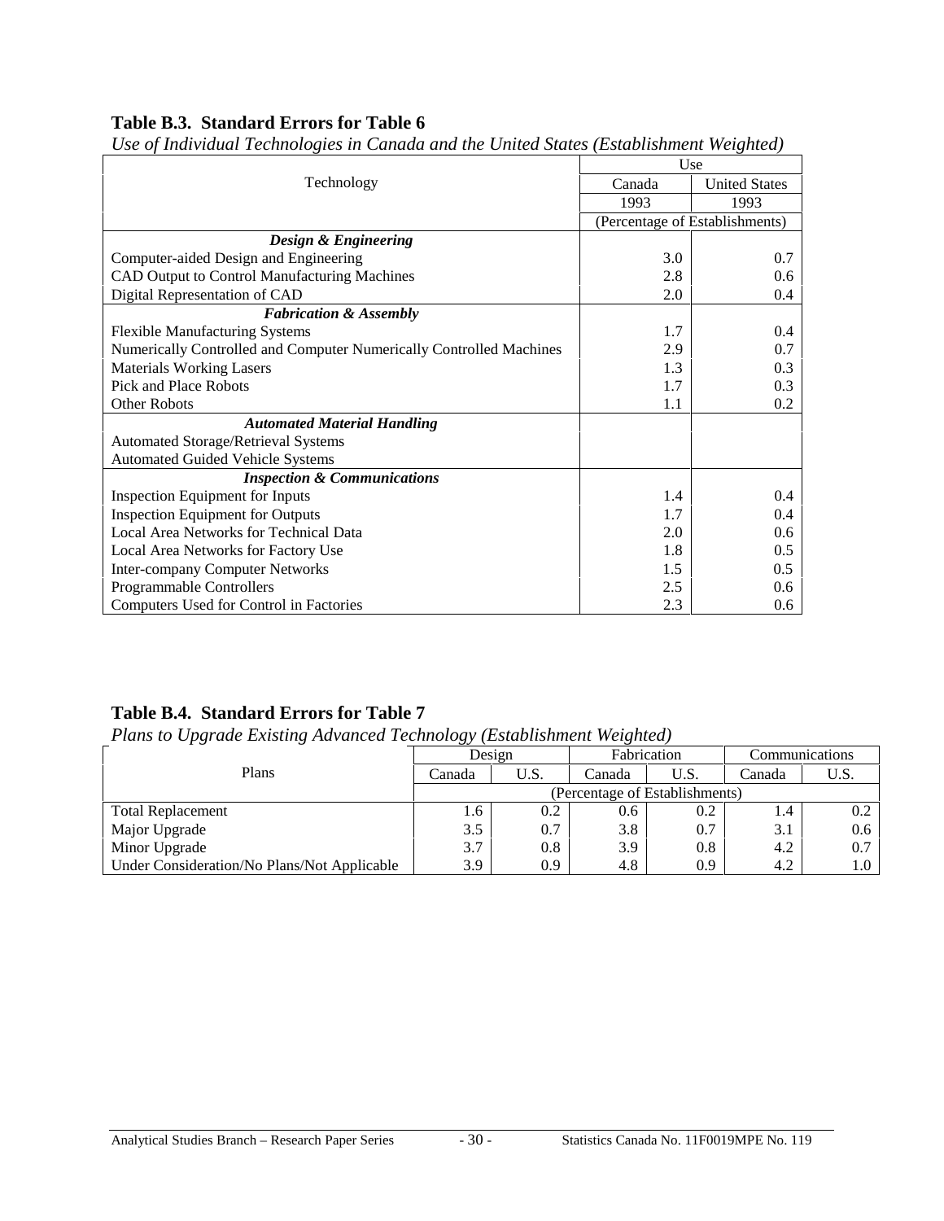**Table B.3. Standard Errors for Table 6**

*Use of Individual Technologies in Canada and the United States (Establishment Weighted)*

| Technology | Use | |
|---|---|---|
| | Canada | United States |
| | 1993 | 1993 |
| | (Percentage of Establishments) | |
| ***Design & Engineering*** | | |
| Computer-aided Design and Engineering | 3.0 | 0.7 |
| CAD Output to Control Manufacturing Machines | 2.8 | 0.6 |
| Digital Representation of CAD | 2.0 | 0.4 |
| ***Fabrication & Assembly*** | | |
| Flexible Manufacturing Systems | 1.7 | 0.4 |
| Numerically Controlled and Computer Numerically Controlled Machines | 2.9 | 0.7 |
| Materials Working Lasers | 1.3 | 0.3 |
| Pick and Place Robots | 1.7 | 0.3 |
| Other Robots | 1.1 | 0.2 |
| ***Automated Material Handling*** | | |
| Automated Storage/Retrieval Systems | | |
| Automated Guided Vehicle Systems | | |
| ***Inspection & Communications*** | | |
| Inspection Equipment for Inputs | 1.4 | 0.4 |
| Inspection Equipment for Outputs | 1.7 | 0.4 |
| Local Area Networks for Technical Data | 2.0 | 0.6 |
| Local Area Networks for Factory Use | 1.8 | 0.5 |
| Inter-company Computer Networks | 1.5 | 0.5 |
| Programmable Controllers | 2.5 | 0.6 |
| Computers Used for Control in Factories | 2.3 | 0.6 |

**Table B.4. Standard Errors for Table 7**

*Plans to Upgrade Existing Advanced Technology (Establishment Weighted)*

| Plans | Design | | Fabrication | | Communications | |
|---|---|---|---|---|---|---|
| | Canada | U.S. | Canada | U.S. | Canada | U.S. |
| | (Percentage of Establishments) | | | | | |
| Total Replacement | 1.6 | 0.2 | 0.6 | 0.2 | 1.4 | 0.2 |
| Major Upgrade | 3.5 | 0.7 | 3.8 | 0.7 | 3.1 | 0.6 |
| Minor Upgrade | 3.7 | 0.8 | 3.9 | 0.8 | 4.2 | 0.7 |
| Under Consideration/No Plans/Not Applicable | 3.9 | 0.9 | 4.8 | 0.9 | 4.2 | 1.0 |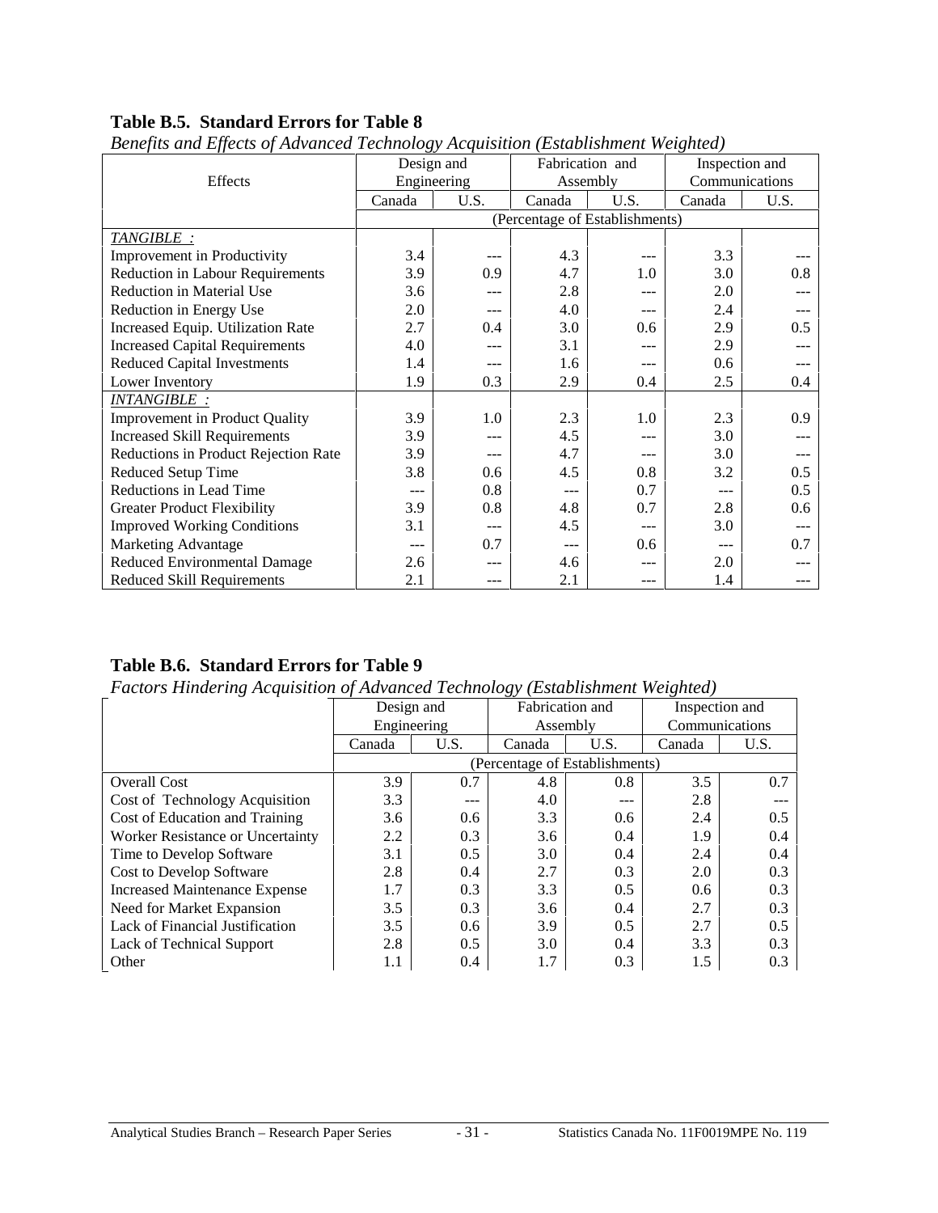**Table B.5. Standard Errors for Table 8**

*Benefits and Effects of Advanced Technology Acquisition (Establishment Weighted)*

| Effects | Design and Engineering | | Fabrication and Assembly | | Inspection and Communications | |
|---|---|---|---|---|---|---|
| | Canada | U.S. | Canada | U.S. | Canada | U.S. |
| | (Percentage of Establishments) | | | | | |
| *TANGIBLE :* | | | | | | |
| Improvement in Productivity | 3.4 | --- | 4.3 | --- | 3.3 | --- |
| Reduction in Labour Requirements | 3.9 | 0.9 | 4.7 | 1.0 | 3.0 | 0.8 |
| Reduction in Material Use | 3.6 | --- | 2.8 | --- | 2.0 | --- |
| Reduction in Energy Use | 2.0 | --- | 4.0 | --- | 2.4 | --- |
| Increased Equip. Utilization Rate | 2.7 | 0.4 | 3.0 | 0.6 | 2.9 | 0.5 |
| Increased Capital Requirements | 4.0 | --- | 3.1 | --- | 2.9 | --- |
| Reduced Capital Investments | 1.4 | --- | 1.6 | --- | 0.6 | --- |
| Lower Inventory | 1.9 | 0.3 | 2.9 | 0.4 | 2.5 | 0.4 |
| *INTANGIBLE :* | | | | | | |
| Improvement in Product Quality | 3.9 | 1.0 | 2.3 | 1.0 | 2.3 | 0.9 |
| Increased Skill Requirements | 3.9 | --- | 4.5 | --- | 3.0 | --- |
| Reductions in Product Rejection Rate | 3.9 | --- | 4.7 | --- | 3.0 | --- |
| Reduced Setup Time | 3.8 | 0.6 | 4.5 | 0.8 | 3.2 | 0.5 |
| Reductions in Lead Time | --- | 0.8 | --- | 0.7 | --- | 0.5 |
| Greater Product Flexibility | 3.9 | 0.8 | 4.8 | 0.7 | 2.8 | 0.6 |
| Improved Working Conditions | 3.1 | --- | 4.5 | --- | 3.0 | --- |
| Marketing Advantage | --- | 0.7 | --- | 0.6 | --- | 0.7 |
| Reduced Environmental Damage | 2.6 | --- | 4.6 | --- | 2.0 | --- |
| Reduced Skill Requirements | 2.1 | --- | 2.1 | --- | 1.4 | --- |

**Table B.6. Standard Errors for Table 9**

*Factors Hindering Acquisition of Advanced Technology (Establishment Weighted)*

| | Design and Engineering | | Fabrication and Assembly | | Inspection and Communications | |
|---|---|---|---|---|---|---|
| | Canada | U.S. | Canada | U.S. | Canada | U.S. |
| | (Percentage of Establishments) | | | | | |
| Overall Cost | 3.9 | 0.7 | 4.8 | 0.8 | 3.5 | 0.7 |
| Cost of Technology Acquisition | 3.3 | --- | 4.0 | --- | 2.8 | --- |
| Cost of Education and Training | 3.6 | 0.6 | 3.3 | 0.6 | 2.4 | 0.5 |
| Worker Resistance or Uncertainty | 2.2 | 0.3 | 3.6 | 0.4 | 1.9 | 0.4 |
| Time to Develop Software | 3.1 | 0.5 | 3.0 | 0.4 | 2.4 | 0.4 |
| Cost to Develop Software | 2.8 | 0.4 | 2.7 | 0.3 | 2.0 | 0.3 |
| Increased Maintenance Expense | 1.7 | 0.3 | 3.3 | 0.5 | 0.6 | 0.3 |
| Need for Market Expansion | 3.5 | 0.3 | 3.6 | 0.4 | 2.7 | 0.3 |
| Lack of Financial Justification | 3.5 | 0.6 | 3.9 | 0.5 | 2.7 | 0.5 |
| Lack of Technical Support | 2.8 | 0.5 | 3.0 | 0.4 | 3.3 | 0.3 |
| Other | 1.1 | 0.4 | 1.7 | 0.3 | 1.5 | 0.3 |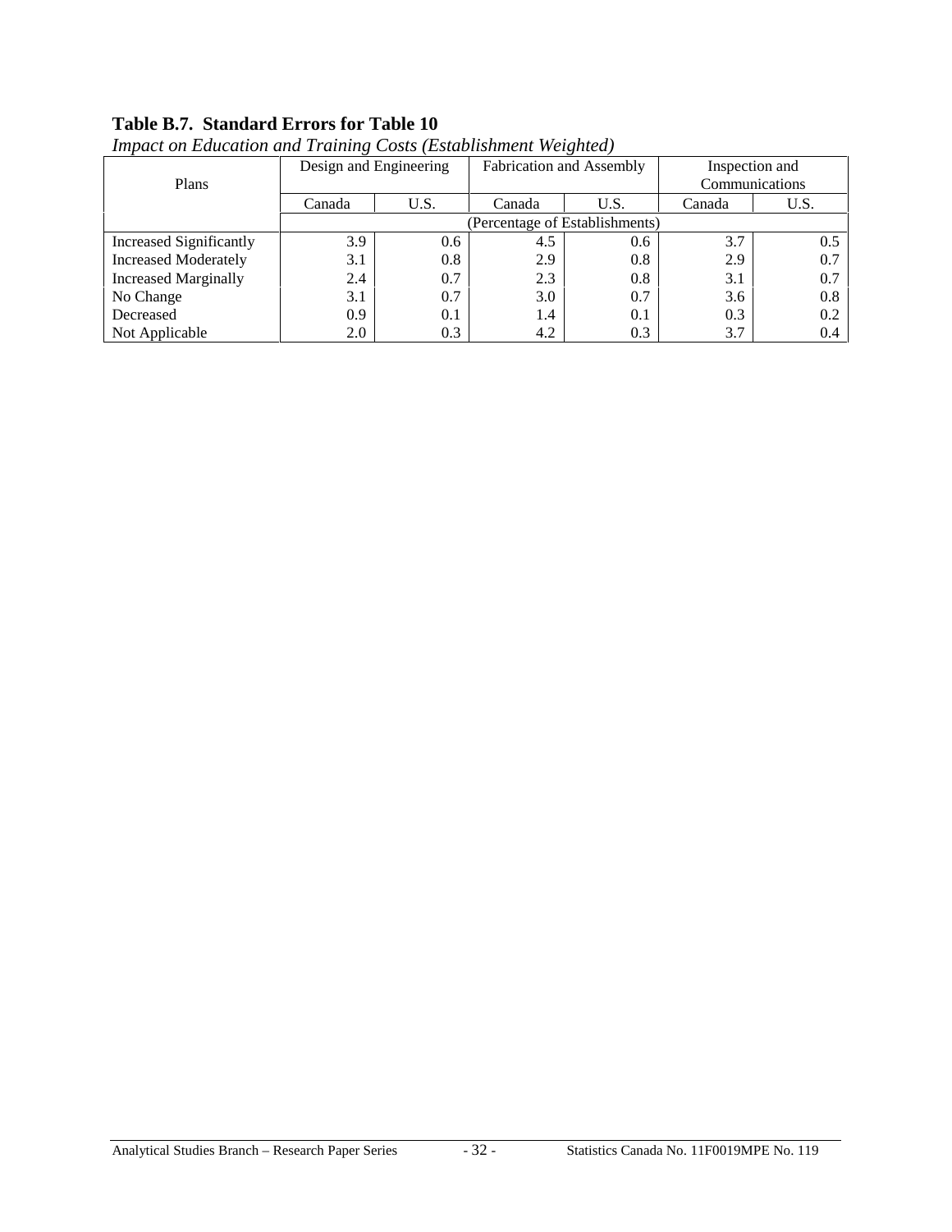**Table B.7. Standard Errors for Table 10**

*Impact on Education and Training Costs (Establishment Weighted)*

| Plans | Design and Engineering | | Fabrication and Assembly | | Inspection and Communications | |
|---|---|---|---|---|---|---|
| | Canada | U.S. | Canada | U.S. | Canada | U.S. |
| | (Percentage of Establishments) | | | | | |
| Increased Significantly | 3.9 | 0.6 | 4.5 | 0.6 | 3.7 | 0.5 |
| Increased Moderately | 3.1 | 0.8 | 2.9 | 0.8 | 2.9 | 0.7 |
| Increased Marginally | 2.4 | 0.7 | 2.3 | 0.8 | 3.1 | 0.7 |
| No Change | 3.1 | 0.7 | 3.0 | 0.7 | 3.6 | 0.8 |
| Decreased | 0.9 | 0.1 | 1.4 | 0.1 | 0.3 | 0.2 |
| Not Applicable | 2.0 | 0.3 | 4.2 | 0.3 | 3.7 | 0.4 |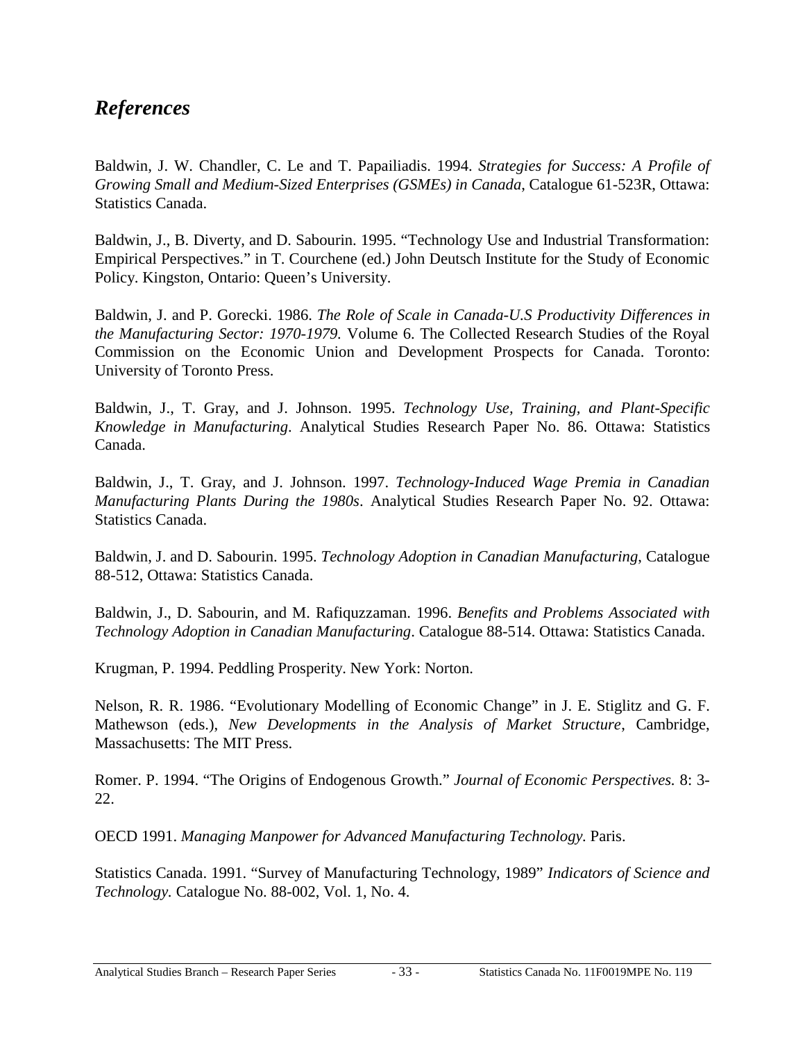## *References*

Baldwin, J. W. Chandler, C. Le and T. Papailiadis. 1994. *Strategies for Success: A Profile of Growing Small and Medium-Sized Enterprises (GSMEs) in Canada*, Catalogue 61-523R, Ottawa: Statistics Canada.

Baldwin, J., B. Diverty, and D. Sabourin. 1995. "Technology Use and Industrial Transformation: Empirical Perspectives." in T. Courchene (ed.) John Deutsch Institute for the Study of Economic Policy. Kingston, Ontario: Queen's University.

Baldwin, J. and P. Gorecki. 1986. *The Role of Scale in Canada-U.S Productivity Differences in the Manufacturing Sector: 1970-1979.* Volume 6. The Collected Research Studies of the Royal Commission on the Economic Union and Development Prospects for Canada. Toronto: University of Toronto Press.

Baldwin, J., T. Gray, and J. Johnson. 1995. *Technology Use, Training, and Plant-Specific Knowledge in Manufacturing*. Analytical Studies Research Paper No. 86. Ottawa: Statistics Canada.

Baldwin, J., T. Gray, and J. Johnson. 1997. *Technology-Induced Wage Premia in Canadian Manufacturing Plants During the 1980s*. Analytical Studies Research Paper No. 92. Ottawa: Statistics Canada.

Baldwin, J. and D. Sabourin. 1995. *Technology Adoption in Canadian Manufacturing*, Catalogue 88-512, Ottawa: Statistics Canada.

Baldwin, J., D. Sabourin, and M. Rafiquzzaman. 1996. *Benefits and Problems Associated with Technology Adoption in Canadian Manufacturing*. Catalogue 88-514. Ottawa: Statistics Canada.

Krugman, P. 1994. Peddling Prosperity. New York: Norton.

Nelson, R. R. 1986. "Evolutionary Modelling of Economic Change" in J. E. Stiglitz and G. F. Mathewson (eds.), *New Developments in the Analysis of Market Structure*, Cambridge, Massachusetts: The MIT Press.

Romer. P. 1994. "The Origins of Endogenous Growth." *Journal of Economic Perspectives.* 8: 3-22.

OECD 1991. *Managing Manpower for Advanced Manufacturing Technology.* Paris.

Statistics Canada. 1991. "Survey of Manufacturing Technology, 1989" *Indicators of Science and Technology.* Catalogue No. 88-002, Vol. 1, No. 4.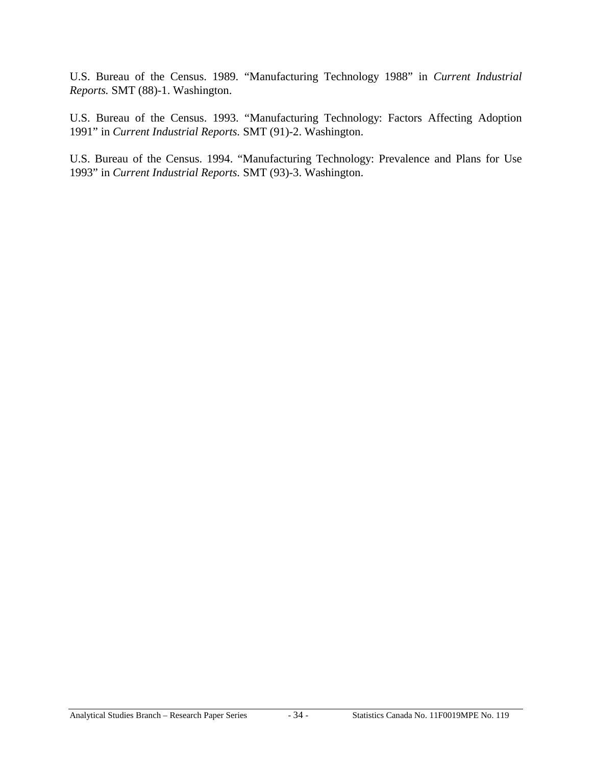U.S. Bureau of the Census. 1989. “Manufacturing Technology 1988” in *Current Industrial Reports.* SMT (88)-1. Washington.

U.S. Bureau of the Census. 1993. “Manufacturing Technology: Factors Affecting Adoption 1991” in *Current Industrial Reports.* SMT (91)-2. Washington.

U.S. Bureau of the Census. 1994. “Manufacturing Technology: Prevalence and Plans for Use 1993” in *Current Industrial Reports.* SMT (93)-3. Washington.